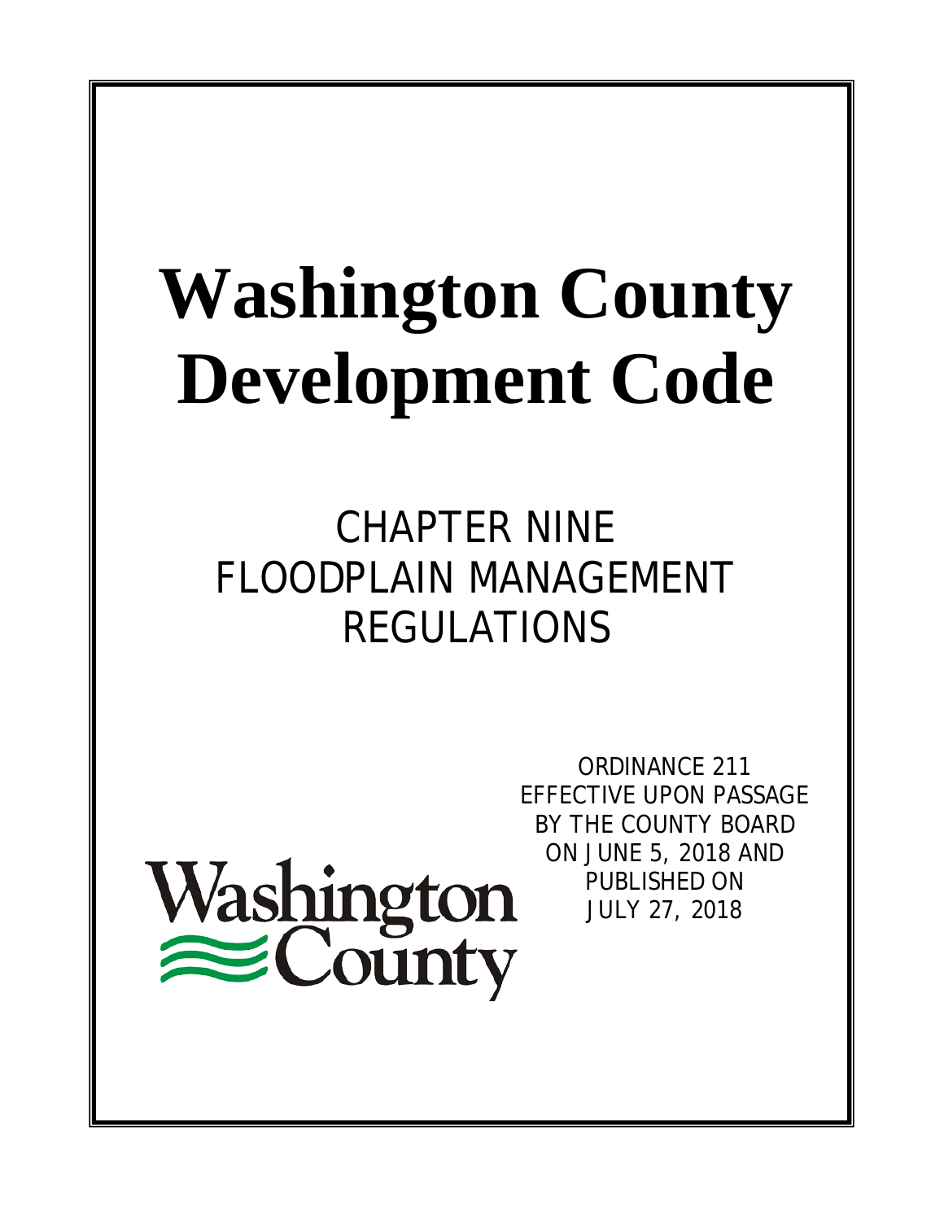# Washington County Development Code

## CHAPTER NINE
## FLOODPLAIN MANAGEMENT REGULATIONS

ORDINANCE 211
EFFECTIVE UPON PASSAGE
BY THE COUNTY BOARD
ON JUNE 5, 2018 AND
PUBLISHED ON
JULY 27, 2018

Washington County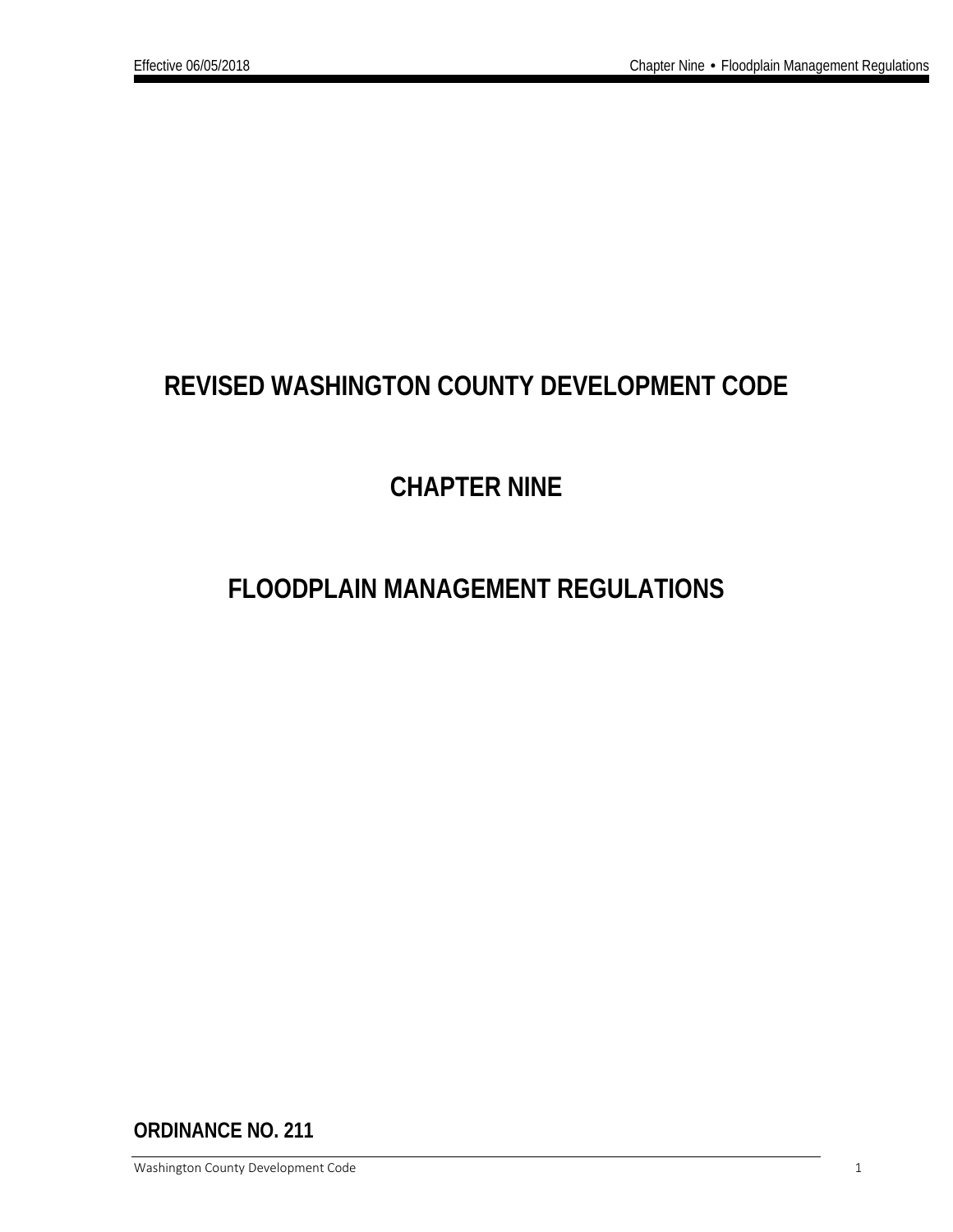# REVISED WASHINGTON COUNTY DEVELOPMENT CODE

# CHAPTER NINE

# FLOODPLAIN MANAGEMENT REGULATIONS

**ORDINANCE NO. 211**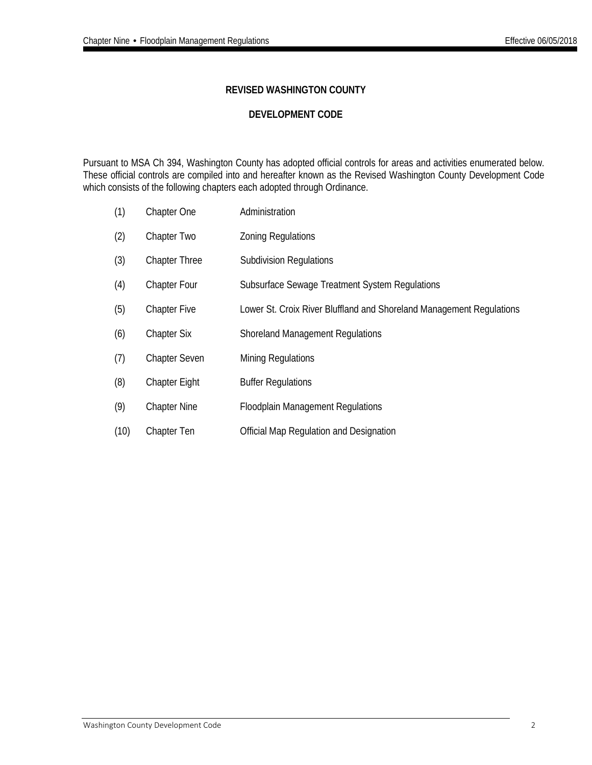# REVISED WASHINGTON COUNTY

# DEVELOPMENT CODE

Pursuant to MSA Ch 394, Washington County has adopted official controls for areas and activities enumerated below. These official controls are compiled into and hereafter known as the Revised Washington County Development Code which consists of the following chapters each adopted through Ordinance.

| | | |
|---|---|---|
| (1) | Chapter One | Administration |
| (2) | Chapter Two | Zoning Regulations |
| (3) | Chapter Three | Subdivision Regulations |
| (4) | Chapter Four | Subsurface Sewage Treatment System Regulations |
| (5) | Chapter Five | Lower St. Croix River Bluffland and Shoreland Management Regulations |
| (6) | Chapter Six | Shoreland Management Regulations |
| (7) | Chapter Seven | Mining Regulations |
| (8) | Chapter Eight | Buffer Regulations |
| (9) | Chapter Nine | Floodplain Management Regulations |
| (10) | Chapter Ten | Official Map Regulation and Designation |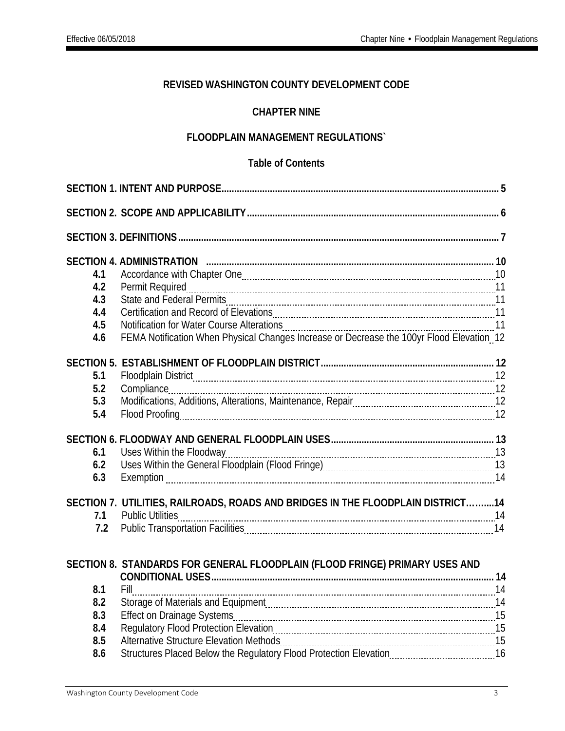**REVISED WASHINGTON COUNTY DEVELOPMENT CODE**

**CHAPTER NINE**

**FLOODPLAIN MANAGEMENT REGULATIONS`**

**Table of Contents**

**SECTION 1. INTENT AND PURPOSE** ..... 5

**SECTION 2. SCOPE AND APPLICABILITY** ..... 6

**SECTION 3. DEFINITIONS** ..... 7

**SECTION 4. ADMINISTRATION** ..... 10

- **4.1** Accordance with Chapter One ..... 10
- **4.2** Permit Required ..... 11
- **4.3** State and Federal Permits ..... 11
- **4.4** Certification and Record of Elevations ..... 11
- **4.5** Notification for Water Course Alterations ..... 11
- **4.6** FEMA Notification When Physical Changes Increase or Decrease the 100yr Flood Elevation ..... 12

**SECTION 5. ESTABLISHMENT OF FLOODPLAIN DISTRICT** ..... 12

- **5.1** Floodplain District ..... 12
- **5.2** Compliance ..... 12
- **5.3** Modifications, Additions, Alterations, Maintenance, Repair ..... 12
- **5.4** Flood Proofing ..... 12

**SECTION 6. FLOODWAY AND GENERAL FLOODPLAIN USES** ..... 13

- **6.1** Uses Within the Floodway ..... 13
- **6.2** Uses Within the General Floodplain (Flood Fringe) ..... 13
- **6.3** Exemption ..... 14

**SECTION 7. UTILITIES, RAILROADS, ROADS AND BRIDGES IN THE FLOODPLAIN DISTRICT** ..... 14

- **7.1** Public Utilities ..... 14
- **7.2** Public Transportation Facilities ..... 14

**SECTION 8. STANDARDS FOR GENERAL FLOODPLAIN (FLOOD FRINGE) PRIMARY USES AND CONDITIONAL USES** ..... 14

- **8.1** Fill ..... 14
- **8.2** Storage of Materials and Equipment ..... 14
- **8.3** Effect on Drainage Systems ..... 15
- **8.4** Regulatory Flood Protection Elevation ..... 15
- **8.5** Alternative Structure Elevation Methods ..... 15
- **8.6** Structures Placed Below the Regulatory Flood Protection Elevation ..... 16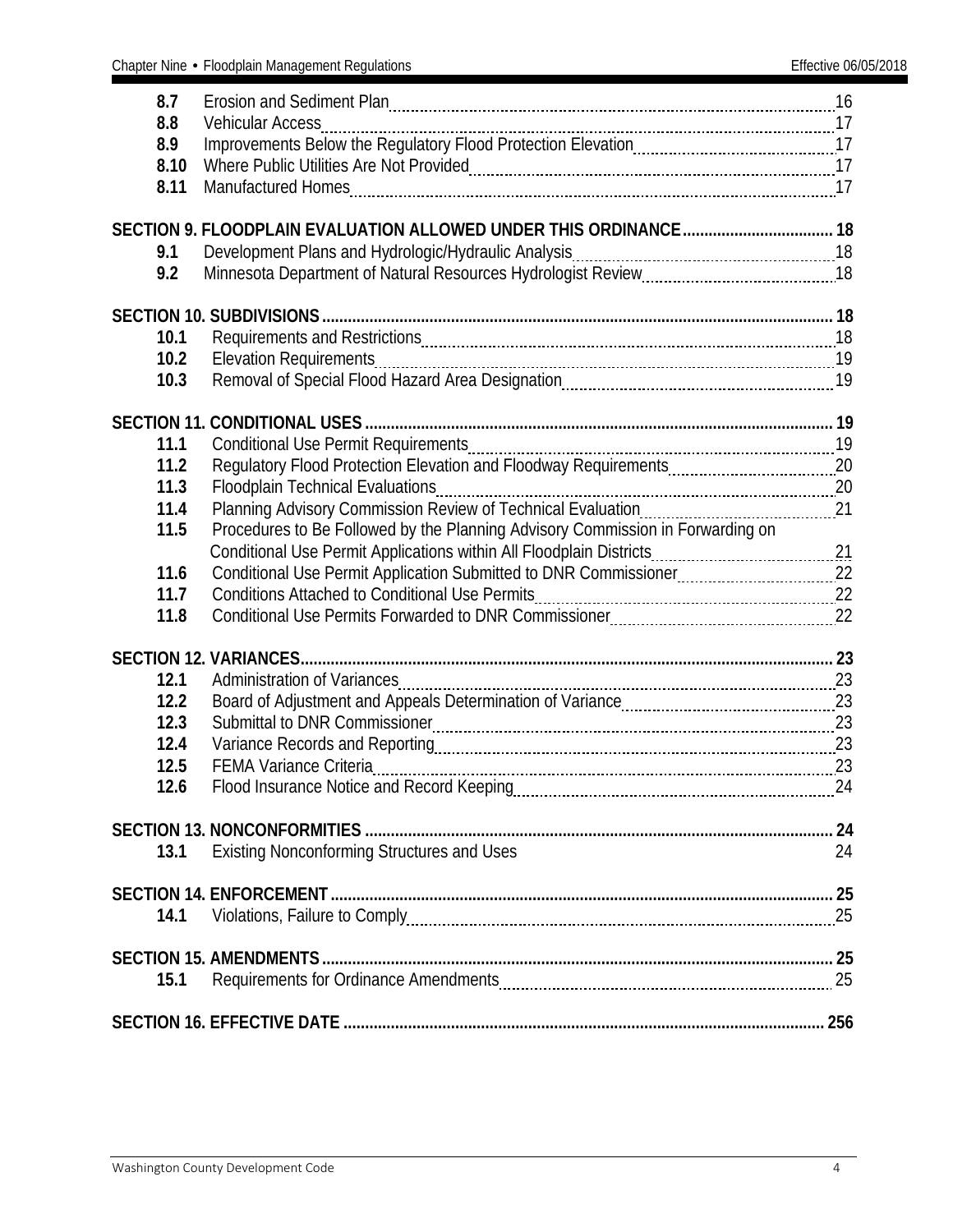| | | |
|---|---|---|
| **8.7** | Erosion and Sediment Plan | 16 |
| **8.8** | Vehicular Access | 17 |
| **8.9** | Improvements Below the Regulatory Flood Protection Elevation | 17 |
| **8.10** | Where Public Utilities Are Not Provided | 17 |
| **8.11** | Manufactured Homes | 17 |

**SECTION 9. FLOODPLAIN EVALUATION ALLOWED UNDER THIS ORDINANCE ..... 18**

| | | |
|---|---|---|
| **9.1** | Development Plans and Hydrologic/Hydraulic Analysis | 18 |
| **9.2** | Minnesota Department of Natural Resources Hydrologist Review | 18 |

**SECTION 10. SUBDIVISIONS ..... 18**

| | | |
|---|---|---|
| **10.1** | Requirements and Restrictions | 18 |
| **10.2** | Elevation Requirements | 19 |
| **10.3** | Removal of Special Flood Hazard Area Designation | 19 |

**SECTION 11. CONDITIONAL USES ..... 19**

| | | |
|---|---|---|
| **11.1** | Conditional Use Permit Requirements | 19 |
| **11.2** | Regulatory Flood Protection Elevation and Floodway Requirements | 20 |
| **11.3** | Floodplain Technical Evaluations | 20 |
| **11.4** | Planning Advisory Commission Review of Technical Evaluation | 21 |
| **11.5** | Procedures to Be Followed by the Planning Advisory Commission in Forwarding on Conditional Use Permit Applications within All Floodplain Districts | 21 |
| **11.6** | Conditional Use Permit Application Submitted to DNR Commissioner | 22 |
| **11.7** | Conditions Attached to Conditional Use Permits | 22 |
| **11.8** | Conditional Use Permits Forwarded to DNR Commissioner | 22 |

**SECTION 12. VARIANCES ..... 23**

| | | |
|---|---|---|
| **12.1** | Administration of Variances | 23 |
| **12.2** | Board of Adjustment and Appeals Determination of Variance | 23 |
| **12.3** | Submittal to DNR Commissioner | 23 |
| **12.4** | Variance Records and Reporting | 23 |
| **12.5** | FEMA Variance Criteria | 23 |
| **12.6** | Flood Insurance Notice and Record Keeping | 24 |

**SECTION 13. NONCONFORMITIES ..... 24**

| | | |
|---|---|---|
| **13.1** | Existing Nonconforming Structures and Uses | 24 |

**SECTION 14. ENFORCEMENT ..... 25**

| | | |
|---|---|---|
| **14.1** | Violations, Failure to Comply | 25 |

**SECTION 15. AMENDMENTS ..... 25**

| | | |
|---|---|---|
| **15.1** | Requirements for Ordinance Amendments | 25 |

**SECTION 16. EFFECTIVE DATE ..... 256**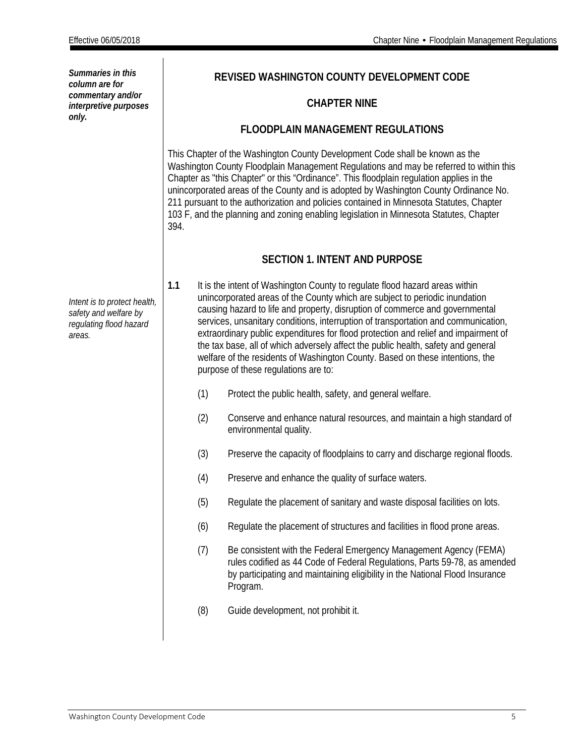*Summaries in this column are for commentary and/or interpretive purposes only.*

# REVISED WASHINGTON COUNTY DEVELOPMENT CODE

# CHAPTER NINE

# FLOODPLAIN MANAGEMENT REGULATIONS

This Chapter of the Washington County Development Code shall be known as the Washington County Floodplain Management Regulations and may be referred to within this Chapter as "this Chapter" or this "Ordinance". This floodplain regulation applies in the unincorporated areas of the County and is adopted by Washington County Ordinance No. 211 pursuant to the authorization and policies contained in Minnesota Statutes, Chapter 103 F, and the planning and zoning enabling legislation in Minnesota Statutes, Chapter 394.

## SECTION 1. INTENT AND PURPOSE

*Intent is to protect health, safety and welfare by regulating flood hazard areas.*

**1.1** It is the intent of Washington County to regulate flood hazard areas within unincorporated areas of the County which are subject to periodic inundation causing hazard to life and property, disruption of commerce and governmental services, unsanitary conditions, interruption of transportation and communication, extraordinary public expenditures for flood protection and relief and impairment of the tax base, all of which adversely affect the public health, safety and general welfare of the residents of Washington County. Based on these intentions, the purpose of these regulations are to:

(1) Protect the public health, safety, and general welfare.

(2) Conserve and enhance natural resources, and maintain a high standard of environmental quality.

(3) Preserve the capacity of floodplains to carry and discharge regional floods.

(4) Preserve and enhance the quality of surface waters.

(5) Regulate the placement of sanitary and waste disposal facilities on lots.

(6) Regulate the placement of structures and facilities in flood prone areas.

(7) Be consistent with the Federal Emergency Management Agency (FEMA) rules codified as 44 Code of Federal Regulations, Parts 59-78, as amended by participating and maintaining eligibility in the National Flood Insurance Program.

(8) Guide development, not prohibit it.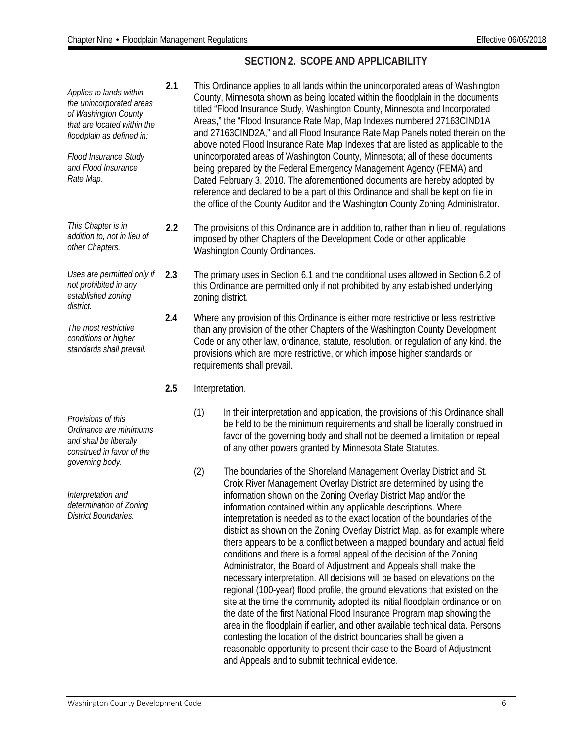## SECTION 2. SCOPE AND APPLICABILITY

*Applies to lands within the unincorporated areas of Washington County that are located within the floodplain as defined in:*

*Flood Insurance Study and Flood Insurance Rate Map.*

**2.1** This Ordinance applies to all lands within the unincorporated areas of Washington County, Minnesota shown as being located within the floodplain in the documents titled "Flood Insurance Study, Washington County, Minnesota and Incorporated Areas," the "Flood Insurance Rate Map, Map Indexes numbered 27163CIND1A and 27163CIND2A," and all Flood Insurance Rate Map Panels noted therein on the above noted Flood Insurance Rate Map Indexes that are listed as applicable to the unincorporated areas of Washington County, Minnesota; all of these documents being prepared by the Federal Emergency Management Agency (FEMA) and Dated February 3, 2010. The aforementioned documents are hereby adopted by reference and declared to be a part of this Ordinance and shall be kept on file in the office of the County Auditor and the Washington County Zoning Administrator.

*This Chapter is in addition to, not in lieu of other Chapters.*

**2.2** The provisions of this Ordinance are in addition to, rather than in lieu of, regulations imposed by other Chapters of the Development Code or other applicable Washington County Ordinances.

*Uses are permitted only if not prohibited in any established zoning district.*

**2.3** The primary uses in Section 6.1 and the conditional uses allowed in Section 6.2 of this Ordinance are permitted only if not prohibited by any established underlying zoning district.

*The most restrictive conditions or higher standards shall prevail.*

**2.4** Where any provision of this Ordinance is either more restrictive or less restrictive than any provision of the other Chapters of the Washington County Development Code or any other law, ordinance, statute, resolution, or regulation of any kind, the provisions which are more restrictive, or which impose higher standards or requirements shall prevail.

**2.5** Interpretation.

*Provisions of this Ordinance are minimums and shall be liberally construed in favor of the governing body.*

(1) In their interpretation and application, the provisions of this Ordinance shall be held to be the minimum requirements and shall be liberally construed in favor of the governing body and shall not be deemed a limitation or repeal of any other powers granted by Minnesota State Statutes.

*Interpretation and determination of Zoning District Boundaries.*

(2) The boundaries of the Shoreland Management Overlay District and St. Croix River Management Overlay District are determined by using the information shown on the Zoning Overlay District Map and/or the information contained within any applicable descriptions. Where interpretation is needed as to the exact location of the boundaries of the district as shown on the Zoning Overlay District Map, as for example where there appears to be a conflict between a mapped boundary and actual field conditions and there is a formal appeal of the decision of the Zoning Administrator, the Board of Adjustment and Appeals shall make the necessary interpretation. All decisions will be based on elevations on the regional (100-year) flood profile, the ground elevations that existed on the site at the time the community adopted its initial floodplain ordinance or on the date of the first National Flood Insurance Program map showing the area in the floodplain if earlier, and other available technical data. Persons contesting the location of the district boundaries shall be given a reasonable opportunity to present their case to the Board of Adjustment and Appeals and to submit technical evidence.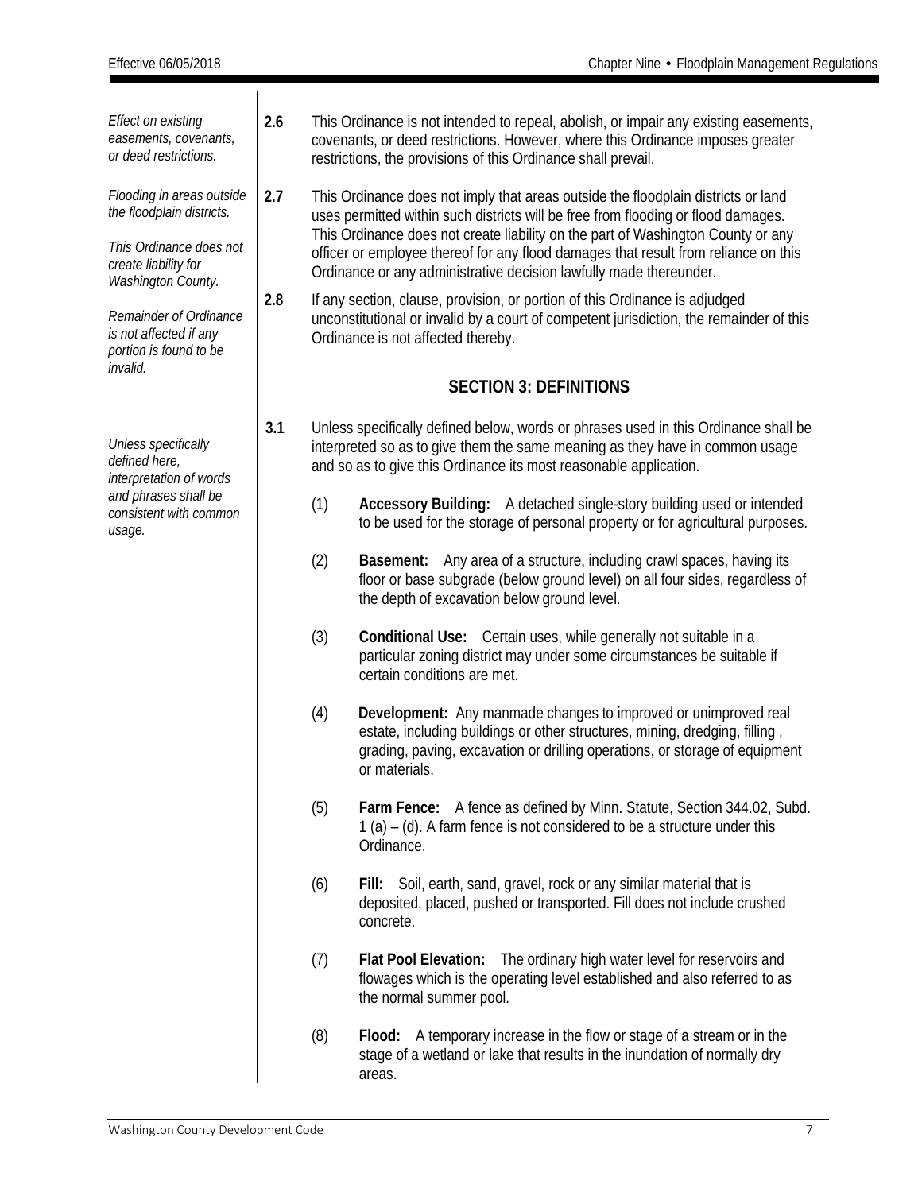*Effect on existing easements, covenants, or deed restrictions.*

**2.6** This Ordinance is not intended to repeal, abolish, or impair any existing easements, covenants, or deed restrictions. However, where this Ordinance imposes greater restrictions, the provisions of this Ordinance shall prevail.

*Flooding in areas outside the floodplain districts.*

*This Ordinance does not create liability for Washington County.*

**2.7** This Ordinance does not imply that areas outside the floodplain districts or land uses permitted within such districts will be free from flooding or flood damages. This Ordinance does not create liability on the part of Washington County or any officer or employee thereof for any flood damages that result from reliance on this Ordinance or any administrative decision lawfully made thereunder.

*Remainder of Ordinance is not affected if any portion is found to be invalid.*

**2.8** If any section, clause, provision, or portion of this Ordinance is adjudged unconstitutional or invalid by a court of competent jurisdiction, the remainder of this Ordinance is not affected thereby.

## SECTION 3: DEFINITIONS

*Unless specifically defined here, interpretation of words and phrases shall be consistent with common usage.*

**3.1** Unless specifically defined below, words or phrases used in this Ordinance shall be interpreted so as to give them the same meaning as they have in common usage and so as to give this Ordinance its most reasonable application.

(1) **Accessory Building:** A detached single-story building used or intended to be used for the storage of personal property or for agricultural purposes.

(2) **Basement:** Any area of a structure, including crawl spaces, having its floor or base subgrade (below ground level) on all four sides, regardless of the depth of excavation below ground level.

(3) **Conditional Use:** Certain uses, while generally not suitable in a particular zoning district may under some circumstances be suitable if certain conditions are met.

(4) **Development:** Any manmade changes to improved or unimproved real estate, including buildings or other structures, mining, dredging, filling , grading, paving, excavation or drilling operations, or storage of equipment or materials.

(5) **Farm Fence:** A fence as defined by Minn. Statute, Section 344.02, Subd. 1 (a) – (d). A farm fence is not considered to be a structure under this Ordinance.

(6) **Fill:** Soil, earth, sand, gravel, rock or any similar material that is deposited, placed, pushed or transported. Fill does not include crushed concrete.

(7) **Flat Pool Elevation:** The ordinary high water level for reservoirs and flowages which is the operating level established and also referred to as the normal summer pool.

(8) **Flood:** A temporary increase in the flow or stage of a stream or in the stage of a wetland or lake that results in the inundation of normally dry areas.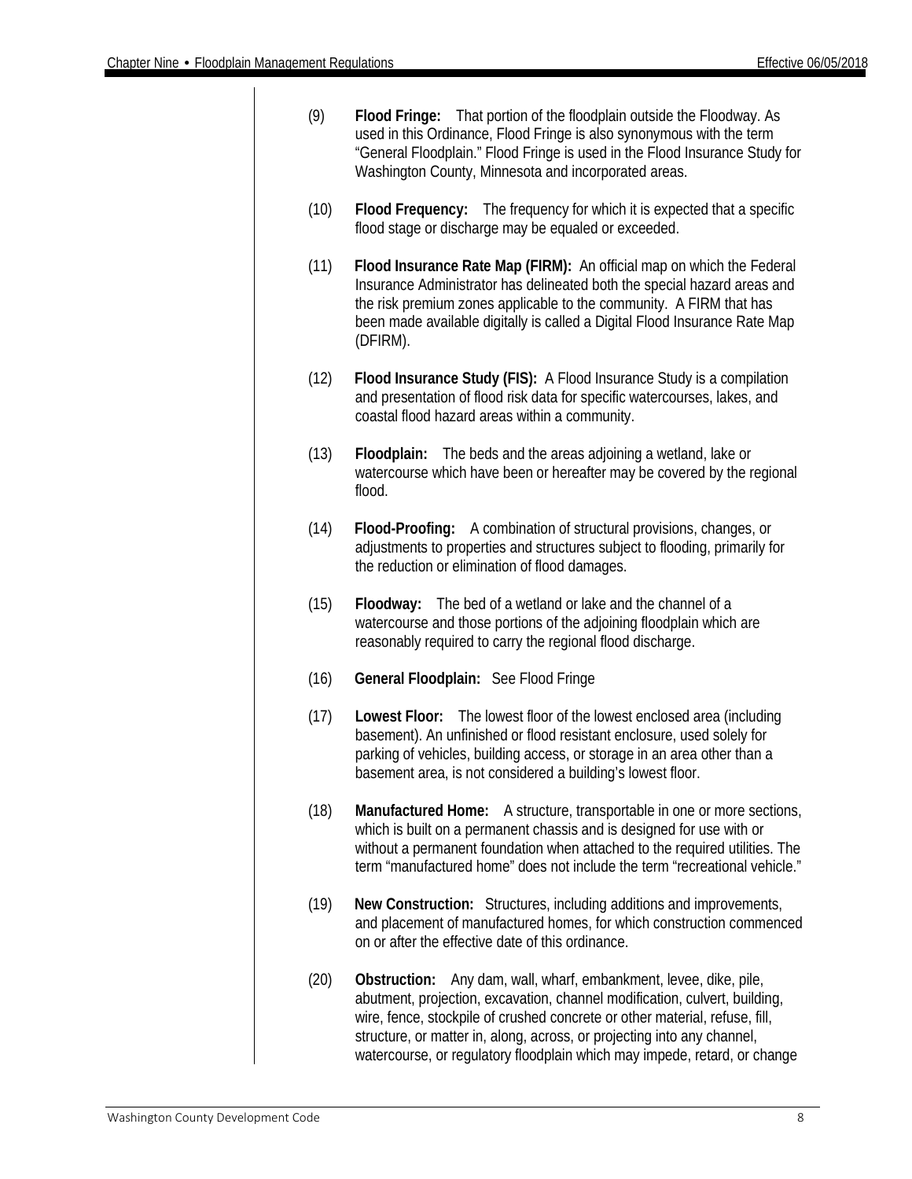(9) **Flood Fringe:** That portion of the floodplain outside the Floodway. As used in this Ordinance, Flood Fringe is also synonymous with the term "General Floodplain." Flood Fringe is used in the Flood Insurance Study for Washington County, Minnesota and incorporated areas.

(10) **Flood Frequency:** The frequency for which it is expected that a specific flood stage or discharge may be equaled or exceeded.

(11) **Flood Insurance Rate Map (FIRM):** An official map on which the Federal Insurance Administrator has delineated both the special hazard areas and the risk premium zones applicable to the community. A FIRM that has been made available digitally is called a Digital Flood Insurance Rate Map (DFIRM).

(12) **Flood Insurance Study (FIS):** A Flood Insurance Study is a compilation and presentation of flood risk data for specific watercourses, lakes, and coastal flood hazard areas within a community.

(13) **Floodplain:** The beds and the areas adjoining a wetland, lake or watercourse which have been or hereafter may be covered by the regional flood.

(14) **Flood-Proofing:** A combination of structural provisions, changes, or adjustments to properties and structures subject to flooding, primarily for the reduction or elimination of flood damages.

(15) **Floodway:** The bed of a wetland or lake and the channel of a watercourse and those portions of the adjoining floodplain which are reasonably required to carry the regional flood discharge.

(16) **General Floodplain:** See Flood Fringe

(17) **Lowest Floor:** The lowest floor of the lowest enclosed area (including basement). An unfinished or flood resistant enclosure, used solely for parking of vehicles, building access, or storage in an area other than a basement area, is not considered a building's lowest floor.

(18) **Manufactured Home:** A structure, transportable in one or more sections, which is built on a permanent chassis and is designed for use with or without a permanent foundation when attached to the required utilities. The term "manufactured home" does not include the term "recreational vehicle."

(19) **New Construction:** Structures, including additions and improvements, and placement of manufactured homes, for which construction commenced on or after the effective date of this ordinance.

(20) **Obstruction:** Any dam, wall, wharf, embankment, levee, dike, pile, abutment, projection, excavation, channel modification, culvert, building, wire, fence, stockpile of crushed concrete or other material, refuse, fill, structure, or matter in, along, across, or projecting into any channel, watercourse, or regulatory floodplain which may impede, retard, or change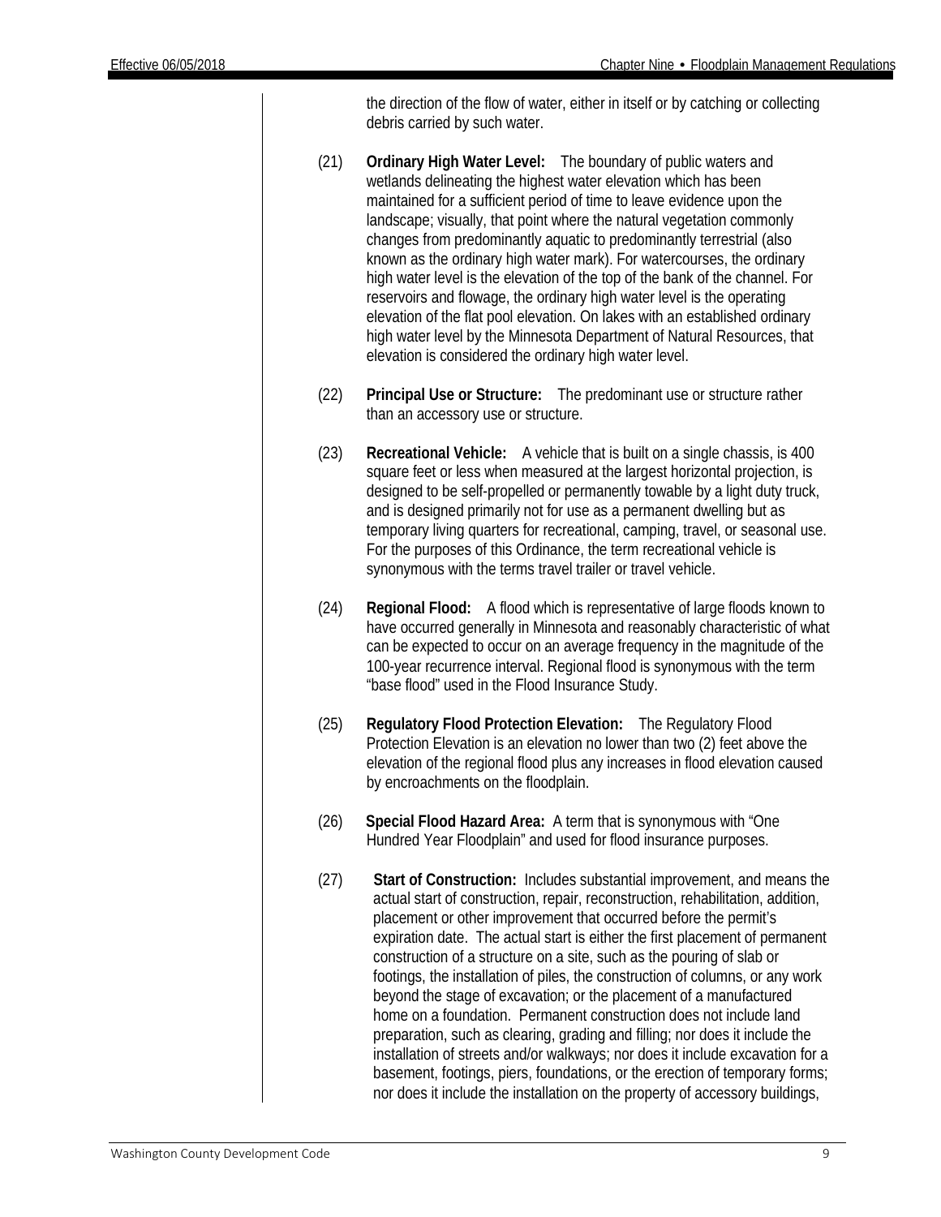the direction of the flow of water, either in itself or by catching or collecting debris carried by such water.

(21) **Ordinary High Water Level:** The boundary of public waters and wetlands delineating the highest water elevation which has been maintained for a sufficient period of time to leave evidence upon the landscape; visually, that point where the natural vegetation commonly changes from predominantly aquatic to predominantly terrestrial (also known as the ordinary high water mark). For watercourses, the ordinary high water level is the elevation of the top of the bank of the channel. For reservoirs and flowage, the ordinary high water level is the operating elevation of the flat pool elevation. On lakes with an established ordinary high water level by the Minnesota Department of Natural Resources, that elevation is considered the ordinary high water level.

(22) **Principal Use or Structure:** The predominant use or structure rather than an accessory use or structure.

(23) **Recreational Vehicle:** A vehicle that is built on a single chassis, is 400 square feet or less when measured at the largest horizontal projection, is designed to be self-propelled or permanently towable by a light duty truck, and is designed primarily not for use as a permanent dwelling but as temporary living quarters for recreational, camping, travel, or seasonal use. For the purposes of this Ordinance, the term recreational vehicle is synonymous with the terms travel trailer or travel vehicle.

(24) **Regional Flood:** A flood which is representative of large floods known to have occurred generally in Minnesota and reasonably characteristic of what can be expected to occur on an average frequency in the magnitude of the 100-year recurrence interval. Regional flood is synonymous with the term "base flood" used in the Flood Insurance Study.

(25) **Regulatory Flood Protection Elevation:** The Regulatory Flood Protection Elevation is an elevation no lower than two (2) feet above the elevation of the regional flood plus any increases in flood elevation caused by encroachments on the floodplain.

(26) **Special Flood Hazard Area:** A term that is synonymous with "One Hundred Year Floodplain" and used for flood insurance purposes.

(27) **Start of Construction:** Includes substantial improvement, and means the actual start of construction, repair, reconstruction, rehabilitation, addition, placement or other improvement that occurred before the permit's expiration date. The actual start is either the first placement of permanent construction of a structure on a site, such as the pouring of slab or footings, the installation of piles, the construction of columns, or any work beyond the stage of excavation; or the placement of a manufactured home on a foundation. Permanent construction does not include land preparation, such as clearing, grading and filling; nor does it include the installation of streets and/or walkways; nor does it include excavation for a basement, footings, piers, foundations, or the erection of temporary forms; nor does it include the installation on the property of accessory buildings,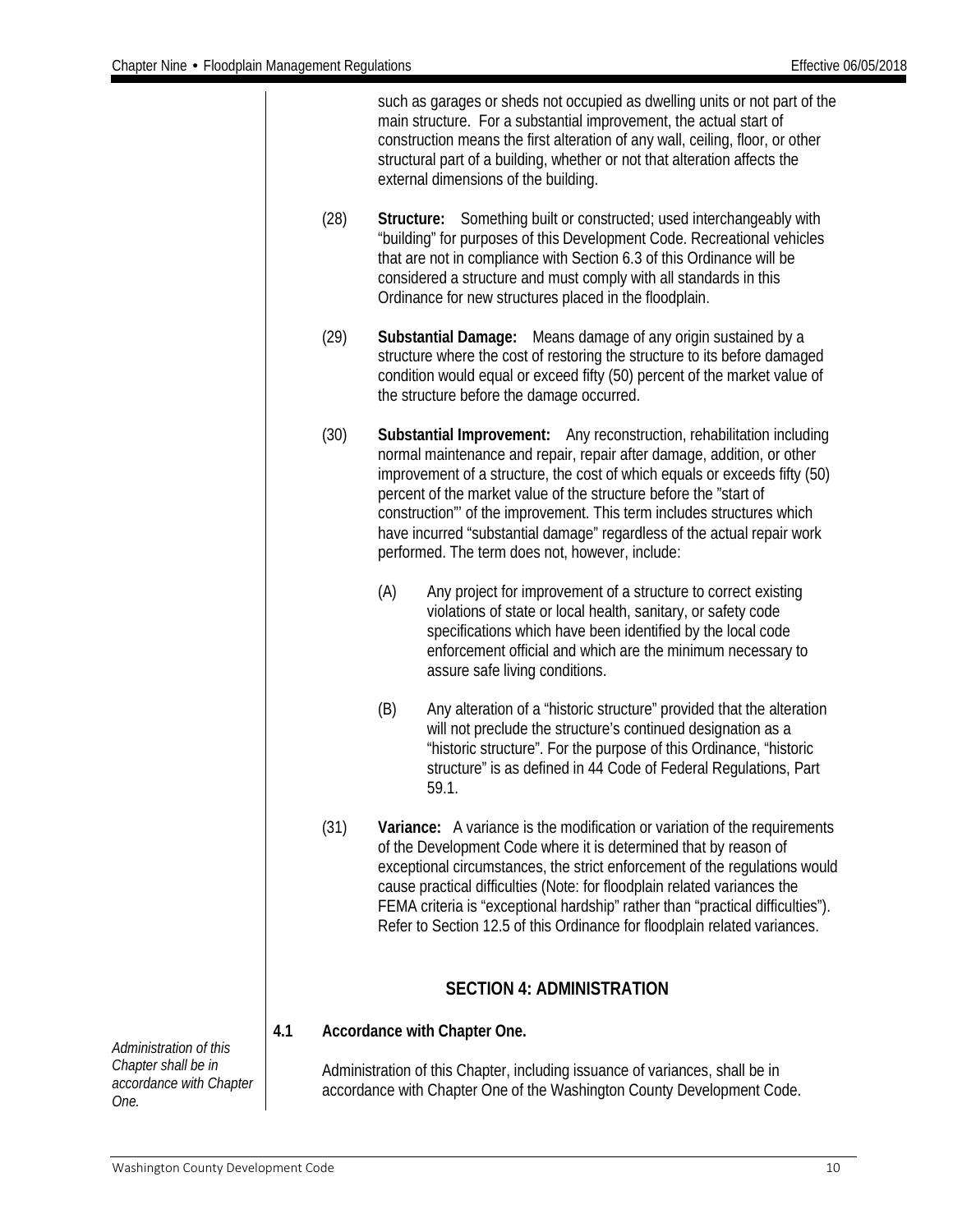such as garages or sheds not occupied as dwelling units or not part of the main structure. For a substantial improvement, the actual start of construction means the first alteration of any wall, ceiling, floor, or other structural part of a building, whether or not that alteration affects the external dimensions of the building.

(28) **Structure:** Something built or constructed; used interchangeably with "building" for purposes of this Development Code. Recreational vehicles that are not in compliance with Section 6.3 of this Ordinance will be considered a structure and must comply with all standards in this Ordinance for new structures placed in the floodplain.

(29) **Substantial Damage:** Means damage of any origin sustained by a structure where the cost of restoring the structure to its before damaged condition would equal or exceed fifty (50) percent of the market value of the structure before the damage occurred.

(30) **Substantial Improvement:** Any reconstruction, rehabilitation including normal maintenance and repair, repair after damage, addition, or other improvement of a structure, the cost of which equals or exceeds fifty (50) percent of the market value of the structure before the "start of construction"' of the improvement. This term includes structures which have incurred "substantial damage" regardless of the actual repair work performed. The term does not, however, include:

(A) Any project for improvement of a structure to correct existing violations of state or local health, sanitary, or safety code specifications which have been identified by the local code enforcement official and which are the minimum necessary to assure safe living conditions.

(B) Any alteration of a "historic structure" provided that the alteration will not preclude the structure's continued designation as a "historic structure". For the purpose of this Ordinance, "historic structure" is as defined in 44 Code of Federal Regulations, Part 59.1.

(31) **Variance:** A variance is the modification or variation of the requirements of the Development Code where it is determined that by reason of exceptional circumstances, the strict enforcement of the regulations would cause practical difficulties (Note: for floodplain related variances the FEMA criteria is "exceptional hardship" rather than "practical difficulties"). Refer to Section 12.5 of this Ordinance for floodplain related variances.

## SECTION 4: ADMINISTRATION

### 4.1 Accordance with Chapter One.

*Administration of this Chapter shall be in accordance with Chapter One.*

Administration of this Chapter, including issuance of variances, shall be in accordance with Chapter One of the Washington County Development Code.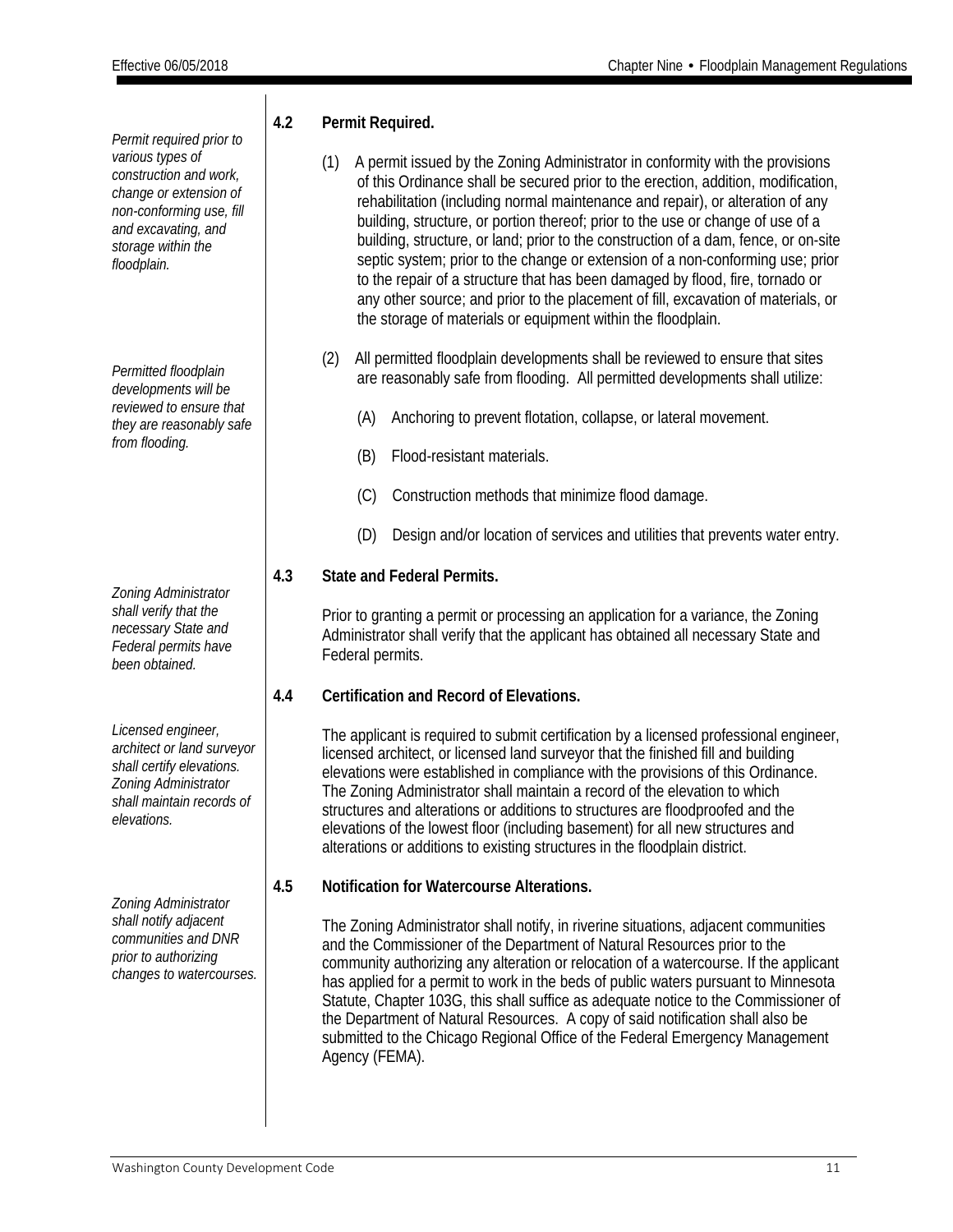*Permit required prior to various types of construction and work, change or extension of non-conforming use, fill and excavating, and storage within the floodplain.*

### 4.2 Permit Required.

(1) A permit issued by the Zoning Administrator in conformity with the provisions of this Ordinance shall be secured prior to the erection, addition, modification, rehabilitation (including normal maintenance and repair), or alteration of any building, structure, or portion thereof; prior to the use or change of use of a building, structure, or land; prior to the construction of a dam, fence, or on-site septic system; prior to the change or extension of a non-conforming use; prior to the repair of a structure that has been damaged by flood, fire, tornado or any other source; and prior to the placement of fill, excavation of materials, or the storage of materials or equipment within the floodplain.

*Permitted floodplain developments will be reviewed to ensure that they are reasonably safe from flooding.*

(2) All permitted floodplain developments shall be reviewed to ensure that sites are reasonably safe from flooding. All permitted developments shall utilize:

(A) Anchoring to prevent flotation, collapse, or lateral movement.

(B) Flood-resistant materials.

(C) Construction methods that minimize flood damage.

(D) Design and/or location of services and utilities that prevents water entry.

*Zoning Administrator shall verify that the necessary State and Federal permits have been obtained.*

### 4.3 State and Federal Permits.

Prior to granting a permit or processing an application for a variance, the Zoning Administrator shall verify that the applicant has obtained all necessary State and Federal permits.

*Licensed engineer, architect or land surveyor shall certify elevations. Zoning Administrator shall maintain records of elevations.*

### 4.4 Certification and Record of Elevations.

The applicant is required to submit certification by a licensed professional engineer, licensed architect, or licensed land surveyor that the finished fill and building elevations were established in compliance with the provisions of this Ordinance. The Zoning Administrator shall maintain a record of the elevation to which structures and alterations or additions to structures are floodproofed and the elevations of the lowest floor (including basement) for all new structures and alterations or additions to existing structures in the floodplain district.

*Zoning Administrator shall notify adjacent communities and DNR prior to authorizing changes to watercourses.*

### 4.5 Notification for Watercourse Alterations.

The Zoning Administrator shall notify, in riverine situations, adjacent communities and the Commissioner of the Department of Natural Resources prior to the community authorizing any alteration or relocation of a watercourse. If the applicant has applied for a permit to work in the beds of public waters pursuant to Minnesota Statute, Chapter 103G, this shall suffice as adequate notice to the Commissioner of the Department of Natural Resources. A copy of said notification shall also be submitted to the Chicago Regional Office of the Federal Emergency Management Agency (FEMA).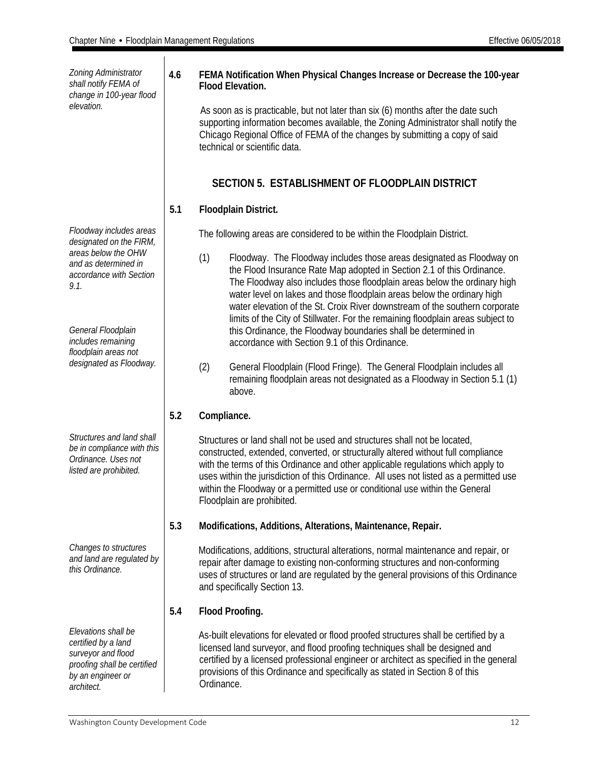*Zoning Administrator shall notify FEMA of change in 100-year flood elevation.*

**4.6 FEMA Notification When Physical Changes Increase or Decrease the 100-year Flood Elevation.**

As soon as is practicable, but not later than six (6) months after the date such supporting information becomes available, the Zoning Administrator shall notify the Chicago Regional Office of FEMA of the changes by submitting a copy of said technical or scientific data.

## SECTION 5. ESTABLISHMENT OF FLOODPLAIN DISTRICT

**5.1 Floodplain District.**

*Floodway includes areas designated on the FIRM, areas below the OHW and as determined in accordance with Section 9.1.*

*General Floodplain includes remaining floodplain areas not designated as Floodway.*

The following areas are considered to be within the Floodplain District.

(1) Floodway. The Floodway includes those areas designated as Floodway on the Flood Insurance Rate Map adopted in Section 2.1 of this Ordinance. The Floodway also includes those floodplain areas below the ordinary high water level on lakes and those floodplain areas below the ordinary high water elevation of the St. Croix River downstream of the southern corporate limits of the City of Stillwater. For the remaining floodplain areas subject to this Ordinance, the Floodway boundaries shall be determined in accordance with Section 9.1 of this Ordinance.

(2) General Floodplain (Flood Fringe). The General Floodplain includes all remaining floodplain areas not designated as a Floodway in Section 5.1 (1) above.

**5.2 Compliance.**

*Structures and land shall be in compliance with this Ordinance. Uses not listed are prohibited.*

Structures or land shall not be used and structures shall not be located, constructed, extended, converted, or structurally altered without full compliance with the terms of this Ordinance and other applicable regulations which apply to uses within the jurisdiction of this Ordinance. All uses not listed as a permitted use within the Floodway or a permitted use or conditional use within the General Floodplain are prohibited.

**5.3 Modifications, Additions, Alterations, Maintenance, Repair.**

*Changes to structures and land are regulated by this Ordinance.*

Modifications, additions, structural alterations, normal maintenance and repair, or repair after damage to existing non-conforming structures and non-conforming uses of structures or land are regulated by the general provisions of this Ordinance and specifically Section 13.

**5.4 Flood Proofing.**

*Elevations shall be certified by a land surveyor and flood proofing shall be certified by an engineer or architect.*

As-built elevations for elevated or flood proofed structures shall be certified by a licensed land surveyor, and flood proofing techniques shall be designed and certified by a licensed professional engineer or architect as specified in the general provisions of this Ordinance and specifically as stated in Section 8 of this Ordinance.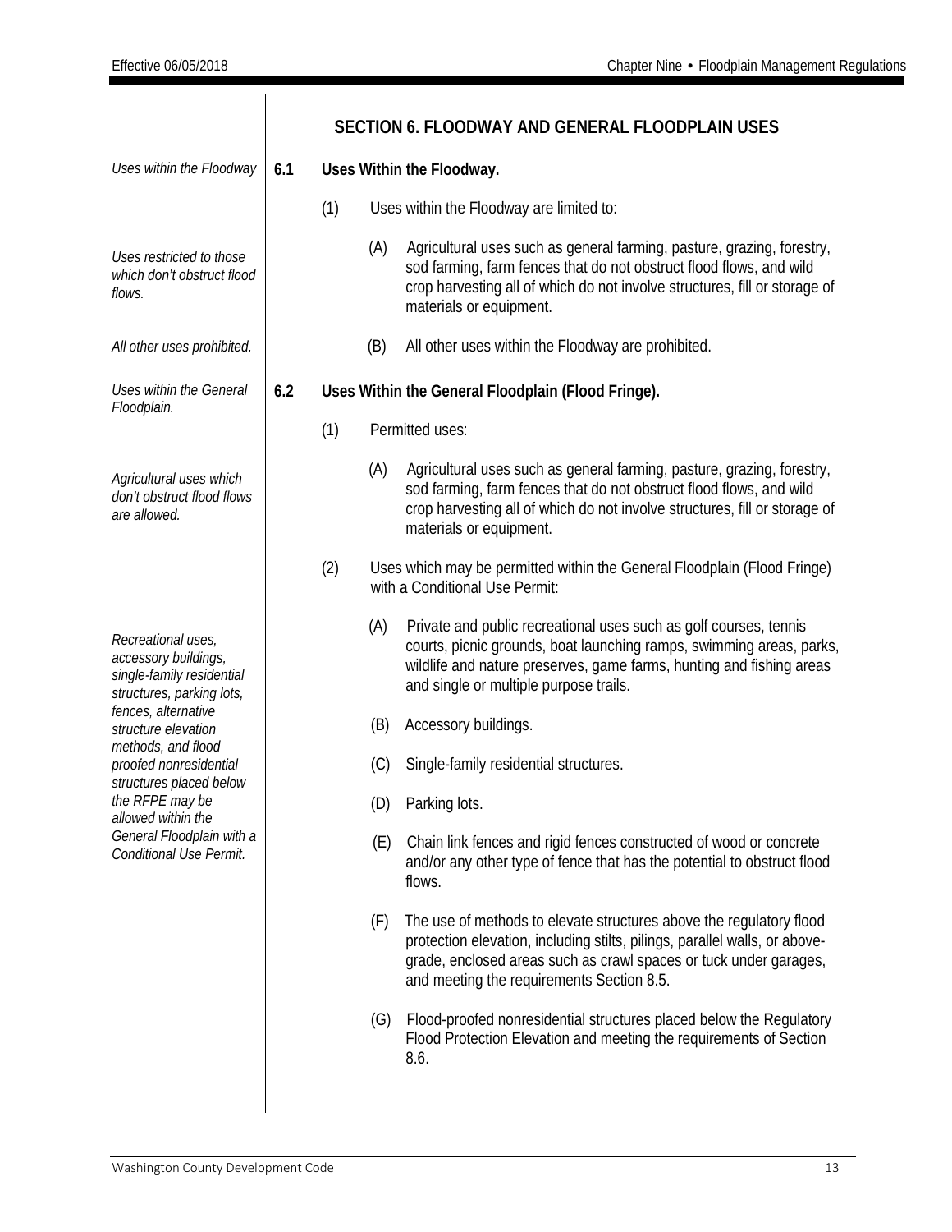## SECTION 6. FLOODWAY AND GENERAL FLOODPLAIN USES

*Uses within the Floodway*

**6.1 Uses Within the Floodway.**

(1) Uses within the Floodway are limited to:

*Uses restricted to those which don't obstruct flood flows.*

(A) Agricultural uses such as general farming, pasture, grazing, forestry, sod farming, farm fences that do not obstruct flood flows, and wild crop harvesting all of which do not involve structures, fill or storage of materials or equipment.

*All other uses prohibited.*

(B) All other uses within the Floodway are prohibited.

*Uses within the General Floodplain.*

**6.2 Uses Within the General Floodplain (Flood Fringe).**

(1) Permitted uses:

*Agricultural uses which don't obstruct flood flows are allowed.*

(A) Agricultural uses such as general farming, pasture, grazing, forestry, sod farming, farm fences that do not obstruct flood flows, and wild crop harvesting all of which do not involve structures, fill or storage of materials or equipment.

(2) Uses which may be permitted within the General Floodplain (Flood Fringe) with a Conditional Use Permit:

*Recreational uses, accessory buildings, single-family residential structures, parking lots, fences, alternative structure elevation methods, and flood proofed nonresidential structures placed below the RFPE may be allowed within the General Floodplain with a Conditional Use Permit.*

(A) Private and public recreational uses such as golf courses, tennis courts, picnic grounds, boat launching ramps, swimming areas, parks, wildlife and nature preserves, game farms, hunting and fishing areas and single or multiple purpose trails.

(B) Accessory buildings.

(C) Single-family residential structures.

(D) Parking lots.

(E) Chain link fences and rigid fences constructed of wood or concrete and/or any other type of fence that has the potential to obstruct flood flows.

(F) The use of methods to elevate structures above the regulatory flood protection elevation, including stilts, pilings, parallel walls, or above-grade, enclosed areas such as crawl spaces or tuck under garages, and meeting the requirements Section 8.5.

(G) Flood-proofed nonresidential structures placed below the Regulatory Flood Protection Elevation and meeting the requirements of Section 8.6.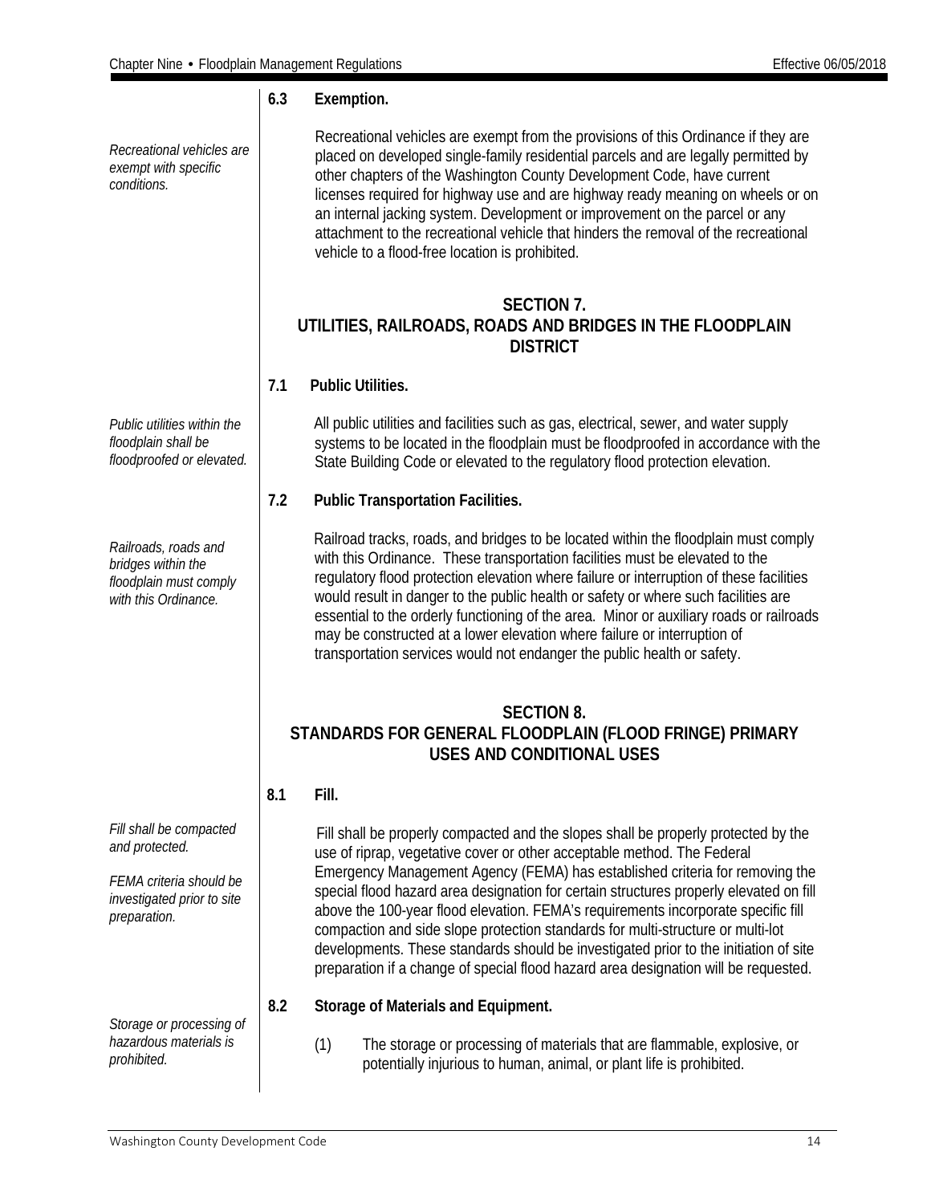### 6.3 Exemption.

*Recreational vehicles are exempt with specific conditions.*

Recreational vehicles are exempt from the provisions of this Ordinance if they are placed on developed single-family residential parcels and are legally permitted by other chapters of the Washington County Development Code, have current licenses required for highway use and are highway ready meaning on wheels or on an internal jacking system. Development or improvement on the parcel or any attachment to the recreational vehicle that hinders the removal of the recreational vehicle to a flood-free location is prohibited.

## SECTION 7.
## UTILITIES, RAILROADS, ROADS AND BRIDGES IN THE FLOODPLAIN DISTRICT

### 7.1 Public Utilities.

*Public utilities within the floodplain shall be floodproofed or elevated.*

All public utilities and facilities such as gas, electrical, sewer, and water supply systems to be located in the floodplain must be floodproofed in accordance with the State Building Code or elevated to the regulatory flood protection elevation.

### 7.2 Public Transportation Facilities.

*Railroads, roads and bridges within the floodplain must comply with this Ordinance.*

Railroad tracks, roads, and bridges to be located within the floodplain must comply with this Ordinance. These transportation facilities must be elevated to the regulatory flood protection elevation where failure or interruption of these facilities would result in danger to the public health or safety or where such facilities are essential to the orderly functioning of the area. Minor or auxiliary roads or railroads may be constructed at a lower elevation where failure or interruption of transportation services would not endanger the public health or safety.

## SECTION 8.
## STANDARDS FOR GENERAL FLOODPLAIN (FLOOD FRINGE) PRIMARY USES AND CONDITIONAL USES

### 8.1 Fill.

*Fill shall be compacted and protected.*

*FEMA criteria should be investigated prior to site preparation.*

Fill shall be properly compacted and the slopes shall be properly protected by the use of riprap, vegetative cover or other acceptable method. The Federal Emergency Management Agency (FEMA) has established criteria for removing the special flood hazard area designation for certain structures properly elevated on fill above the 100-year flood elevation. FEMA's requirements incorporate specific fill compaction and side slope protection standards for multi-structure or multi-lot developments. These standards should be investigated prior to the initiation of site preparation if a change of special flood hazard area designation will be requested.

### 8.2 Storage of Materials and Equipment.

*Storage or processing of hazardous materials is prohibited.*

(1) The storage or processing of materials that are flammable, explosive, or potentially injurious to human, animal, or plant life is prohibited.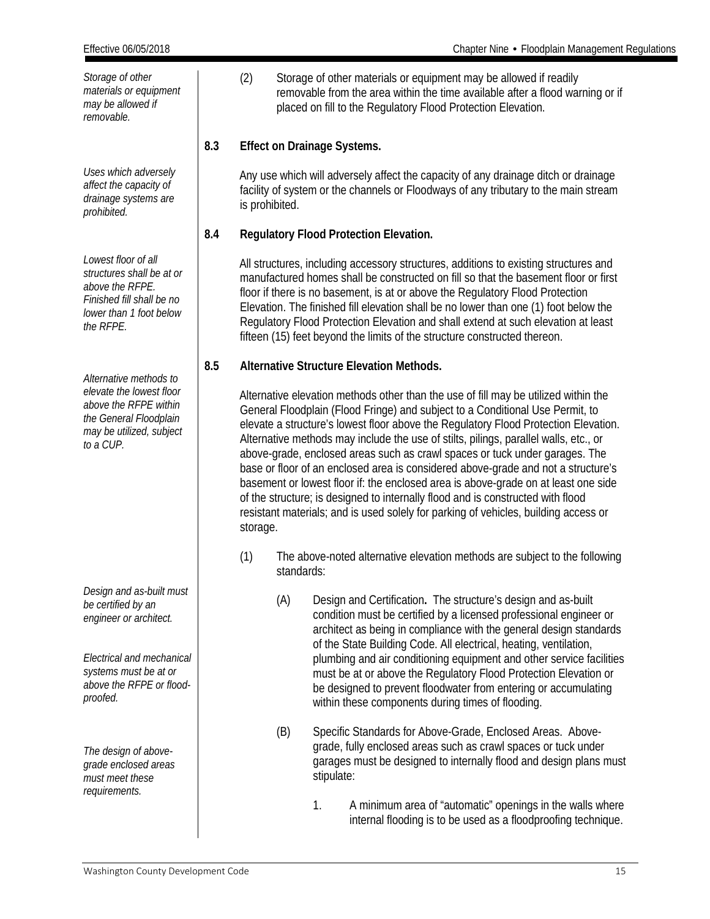*Storage of other materials or equipment may be allowed if removable.*

(2) Storage of other materials or equipment may be allowed if readily removable from the area within the time available after a flood warning or if placed on fill to the Regulatory Flood Protection Elevation.

### 8.3 Effect on Drainage Systems.

*Uses which adversely affect the capacity of drainage systems are prohibited.*

Any use which will adversely affect the capacity of any drainage ditch or drainage facility of system or the channels or Floodways of any tributary to the main stream is prohibited.

### 8.4 Regulatory Flood Protection Elevation.

*Lowest floor of all structures shall be at or above the RFPE. Finished fill shall be no lower than 1 foot below the RFPE.*

All structures, including accessory structures, additions to existing structures and manufactured homes shall be constructed on fill so that the basement floor or first floor if there is no basement, is at or above the Regulatory Flood Protection Elevation. The finished fill elevation shall be no lower than one (1) foot below the Regulatory Flood Protection Elevation and shall extend at such elevation at least fifteen (15) feet beyond the limits of the structure constructed thereon.

### 8.5 Alternative Structure Elevation Methods.

*Alternative methods to elevate the lowest floor above the RFPE within the General Floodplain may be utilized, subject to a CUP.*

Alternative elevation methods other than the use of fill may be utilized within the General Floodplain (Flood Fringe) and subject to a Conditional Use Permit, to elevate a structure's lowest floor above the Regulatory Flood Protection Elevation. Alternative methods may include the use of stilts, pilings, parallel walls, etc., or above-grade, enclosed areas such as crawl spaces or tuck under garages. The base or floor of an enclosed area is considered above-grade and not a structure's basement or lowest floor if: the enclosed area is above-grade on at least one side of the structure; is designed to internally flood and is constructed with flood resistant materials; and is used solely for parking of vehicles, building access or storage.

(1) The above-noted alternative elevation methods are subject to the following standards:

*Design and as-built must be certified by an engineer or architect.*

*Electrical and mechanical systems must be at or above the RFPE or flood-proofed.*

(A) Design and Certification**.** The structure's design and as-built condition must be certified by a licensed professional engineer or architect as being in compliance with the general design standards of the State Building Code. All electrical, heating, ventilation, plumbing and air conditioning equipment and other service facilities must be at or above the Regulatory Flood Protection Elevation or be designed to prevent floodwater from entering or accumulating within these components during times of flooding.

*The design of above-grade enclosed areas must meet these requirements.*

(B) Specific Standards for Above-Grade, Enclosed Areas. Above-grade, fully enclosed areas such as crawl spaces or tuck under garages must be designed to internally flood and design plans must stipulate:

1. A minimum area of "automatic" openings in the walls where internal flooding is to be used as a floodproofing technique.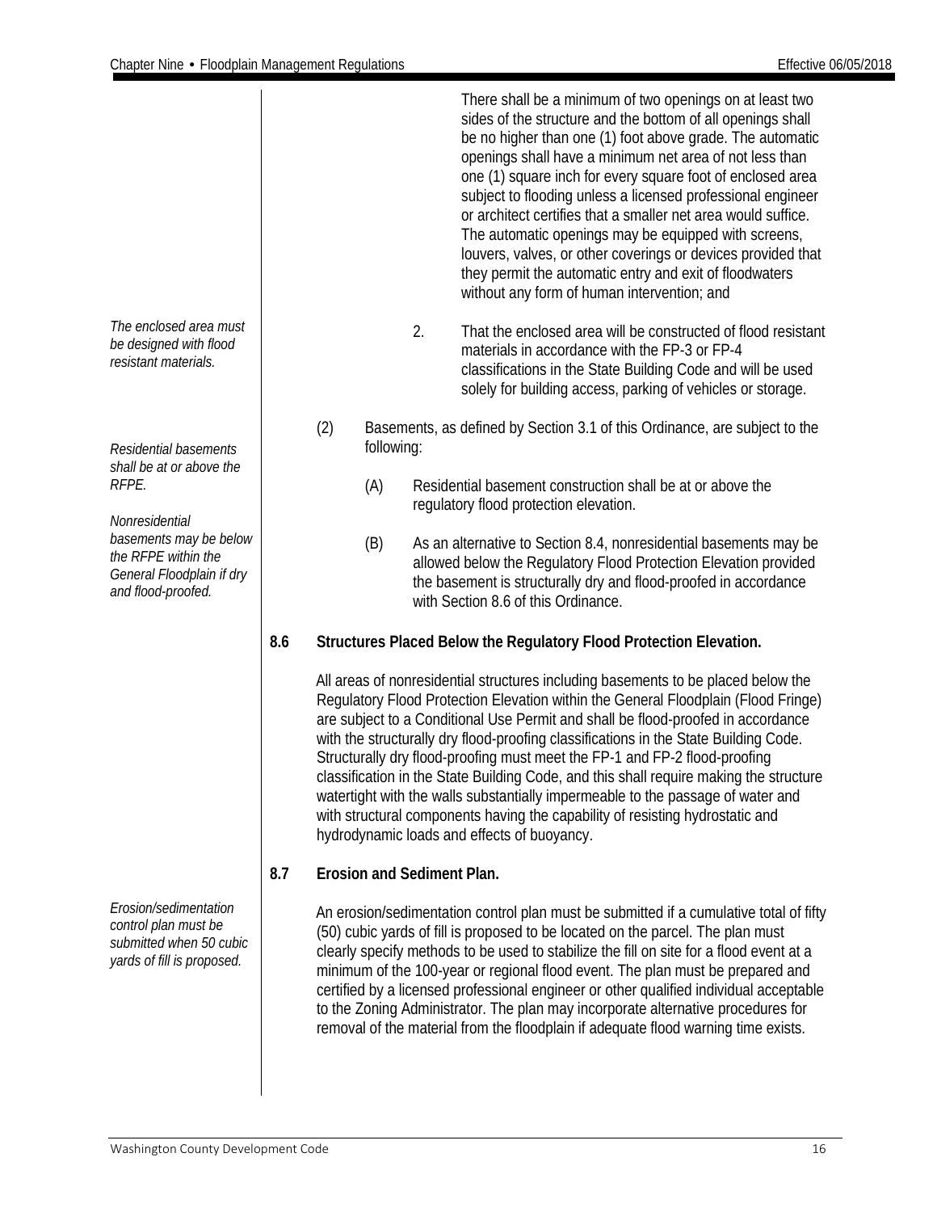There shall be a minimum of two openings on at least two sides of the structure and the bottom of all openings shall be no higher than one (1) foot above grade. The automatic openings shall have a minimum net area of not less than one (1) square inch for every square foot of enclosed area subject to flooding unless a licensed professional engineer or architect certifies that a smaller net area would suffice. The automatic openings may be equipped with screens, louvers, valves, or other coverings or devices provided that they permit the automatic entry and exit of floodwaters without any form of human intervention; and

*The enclosed area must be designed with flood resistant materials.*

2. That the enclosed area will be constructed of flood resistant materials in accordance with the FP-3 or FP-4 classifications in the State Building Code and will be used solely for building access, parking of vehicles or storage.

*Residential basements shall be at or above the RFPE.*

*Nonresidential basements may be below the RFPE within the General Floodplain if dry and flood-proofed.*

(2) Basements, as defined by Section 3.1 of this Ordinance, are subject to the following:

(A) Residential basement construction shall be at or above the regulatory flood protection elevation.

(B) As an alternative to Section 8.4, nonresidential basements may be allowed below the Regulatory Flood Protection Elevation provided the basement is structurally dry and flood-proofed in accordance with Section 8.6 of this Ordinance.

**8.6 Structures Placed Below the Regulatory Flood Protection Elevation.**

All areas of nonresidential structures including basements to be placed below the Regulatory Flood Protection Elevation within the General Floodplain (Flood Fringe) are subject to a Conditional Use Permit and shall be flood-proofed in accordance with the structurally dry flood-proofing classifications in the State Building Code. Structurally dry flood-proofing must meet the FP-1 and FP-2 flood-proofing classification in the State Building Code, and this shall require making the structure watertight with the walls substantially impermeable to the passage of water and with structural components having the capability of resisting hydrostatic and hydrodynamic loads and effects of buoyancy.

**8.7 Erosion and Sediment Plan.**

*Erosion/sedimentation control plan must be submitted when 50 cubic yards of fill is proposed.*

An erosion/sedimentation control plan must be submitted if a cumulative total of fifty (50) cubic yards of fill is proposed to be located on the parcel. The plan must clearly specify methods to be used to stabilize the fill on site for a flood event at a minimum of the 100-year or regional flood event. The plan must be prepared and certified by a licensed professional engineer or other qualified individual acceptable to the Zoning Administrator. The plan may incorporate alternative procedures for removal of the material from the floodplain if adequate flood warning time exists.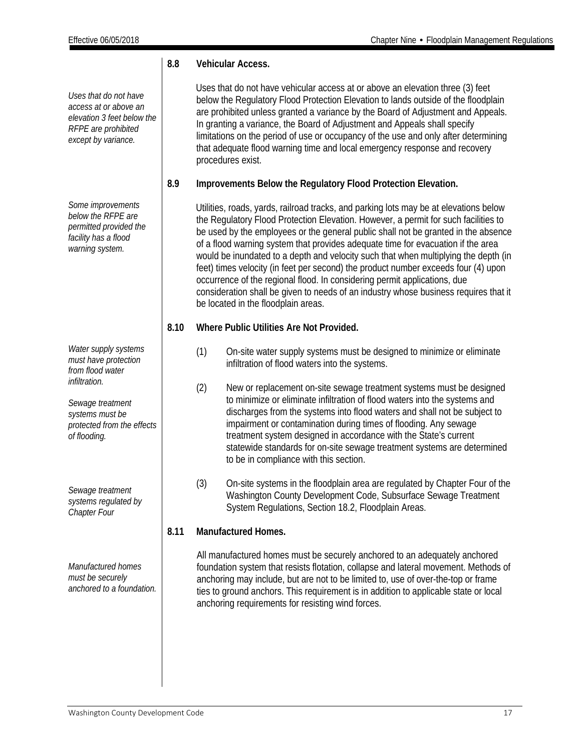## 8.8 Vehicular Access.

*Uses that do not have access at or above an elevation 3 feet below the RFPE are prohibited except by variance.*

Uses that do not have vehicular access at or above an elevation three (3) feet below the Regulatory Flood Protection Elevation to lands outside of the floodplain are prohibited unless granted a variance by the Board of Adjustment and Appeals. In granting a variance, the Board of Adjustment and Appeals shall specify limitations on the period of use or occupancy of the use and only after determining that adequate flood warning time and local emergency response and recovery procedures exist.

## 8.9 Improvements Below the Regulatory Flood Protection Elevation.

*Some improvements below the RFPE are permitted provided the facility has a flood warning system.*

Utilities, roads, yards, railroad tracks, and parking lots may be at elevations below the Regulatory Flood Protection Elevation. However, a permit for such facilities to be used by the employees or the general public shall not be granted in the absence of a flood warning system that provides adequate time for evacuation if the area would be inundated to a depth and velocity such that when multiplying the depth (in feet) times velocity (in feet per second) the product number exceeds four (4) upon occurrence of the regional flood. In considering permit applications, due consideration shall be given to needs of an industry whose business requires that it be located in the floodplain areas.

## 8.10 Where Public Utilities Are Not Provided.

*Water supply systems must have protection from flood water infiltration.*

*Sewage treatment systems must be protected from the effects of flooding.*

*Sewage treatment systems regulated by Chapter Four*

(1) On-site water supply systems must be designed to minimize or eliminate infiltration of flood waters into the systems.

(2) New or replacement on-site sewage treatment systems must be designed to minimize or eliminate infiltration of flood waters into the systems and discharges from the systems into flood waters and shall not be subject to impairment or contamination during times of flooding. Any sewage treatment system designed in accordance with the State's current statewide standards for on-site sewage treatment systems are determined to be in compliance with this section.

(3) On-site systems in the floodplain area are regulated by Chapter Four of the Washington County Development Code, Subsurface Sewage Treatment System Regulations, Section 18.2, Floodplain Areas.

## 8.11 Manufactured Homes.

*Manufactured homes must be securely anchored to a foundation.*

All manufactured homes must be securely anchored to an adequately anchored foundation system that resists flotation, collapse and lateral movement. Methods of anchoring may include, but are not to be limited to, use of over-the-top or frame ties to ground anchors. This requirement is in addition to applicable state or local anchoring requirements for resisting wind forces.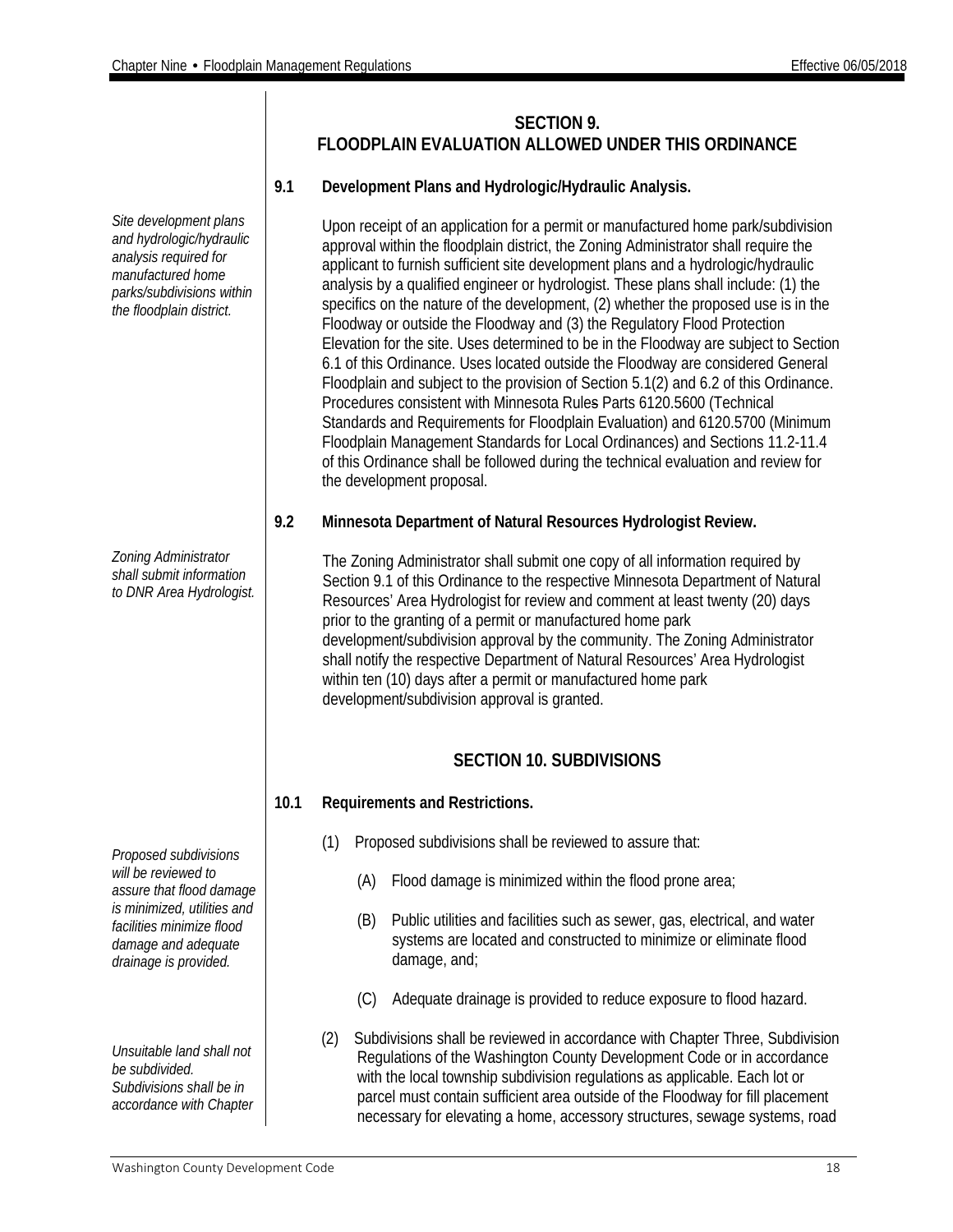## SECTION 9. FLOODPLAIN EVALUATION ALLOWED UNDER THIS ORDINANCE

### 9.1 Development Plans and Hydrologic/Hydraulic Analysis.

*Site development plans and hydrologic/hydraulic analysis required for manufactured home parks/subdivisions within the floodplain district.*

Upon receipt of an application for a permit or manufactured home park/subdivision approval within the floodplain district, the Zoning Administrator shall require the applicant to furnish sufficient site development plans and a hydrologic/hydraulic analysis by a qualified engineer or hydrologist. These plans shall include: (1) the specifics on the nature of the development, (2) whether the proposed use is in the Floodway or outside the Floodway and (3) the Regulatory Flood Protection Elevation for the site. Uses determined to be in the Floodway are subject to Section 6.1 of this Ordinance. Uses located outside the Floodway are considered General Floodplain and subject to the provision of Section 5.1(2) and 6.2 of this Ordinance. Procedures consistent with Minnesota Rules Parts 6120.5600 (Technical Standards and Requirements for Floodplain Evaluation) and 6120.5700 (Minimum Floodplain Management Standards for Local Ordinances) and Sections 11.2-11.4 of this Ordinance shall be followed during the technical evaluation and review for the development proposal.

### 9.2 Minnesota Department of Natural Resources Hydrologist Review.

*Zoning Administrator shall submit information to DNR Area Hydrologist.*

The Zoning Administrator shall submit one copy of all information required by Section 9.1 of this Ordinance to the respective Minnesota Department of Natural Resources' Area Hydrologist for review and comment at least twenty (20) days prior to the granting of a permit or manufactured home park development/subdivision approval by the community. The Zoning Administrator shall notify the respective Department of Natural Resources' Area Hydrologist within ten (10) days after a permit or manufactured home park development/subdivision approval is granted.

## SECTION 10. SUBDIVISIONS

### 10.1 Requirements and Restrictions.

*Proposed subdivisions will be reviewed to assure that flood damage is minimized, utilities and facilities minimize flood damage and adequate drainage is provided.*

(1) Proposed subdivisions shall be reviewed to assure that:

(A) Flood damage is minimized within the flood prone area;

(B) Public utilities and facilities such as sewer, gas, electrical, and water systems are located and constructed to minimize or eliminate flood damage, and;

(C) Adequate drainage is provided to reduce exposure to flood hazard.

*Unsuitable land shall not be subdivided. Subdivisions shall be in accordance with Chapter*

(2) Subdivisions shall be reviewed in accordance with Chapter Three, Subdivision Regulations of the Washington County Development Code or in accordance with the local township subdivision regulations as applicable. Each lot or parcel must contain sufficient area outside of the Floodway for fill placement necessary for elevating a home, accessory structures, sewage systems, road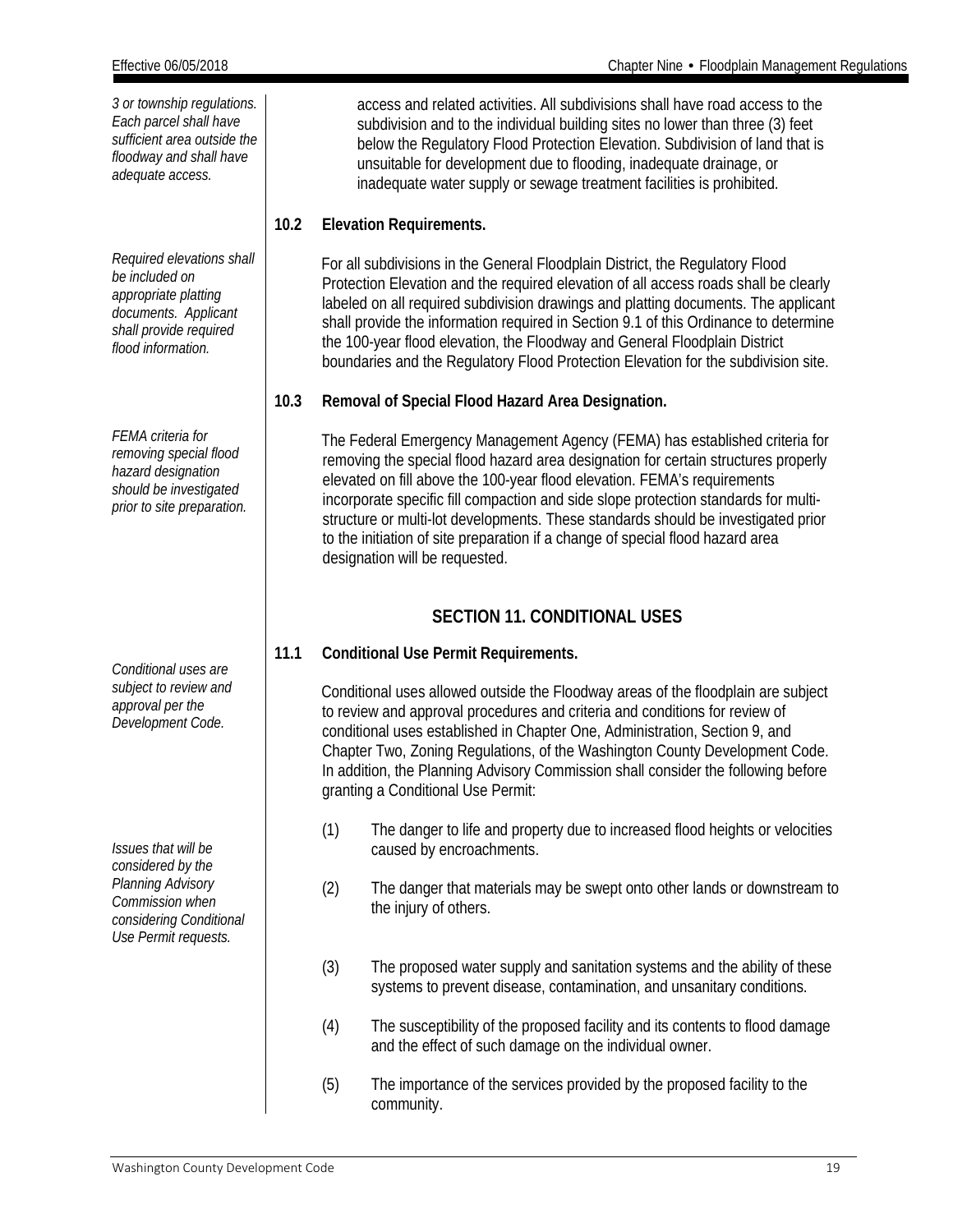*3 or township regulations. Each parcel shall have sufficient area outside the floodway and shall have adequate access.*

access and related activities. All subdivisions shall have road access to the subdivision and to the individual building sites no lower than three (3) feet below the Regulatory Flood Protection Elevation. Subdivision of land that is unsuitable for development due to flooding, inadequate drainage, or inadequate water supply or sewage treatment facilities is prohibited.

### 10.2 Elevation Requirements.

*Required elevations shall be included on appropriate platting documents. Applicant shall provide required flood information.*

For all subdivisions in the General Floodplain District, the Regulatory Flood Protection Elevation and the required elevation of all access roads shall be clearly labeled on all required subdivision drawings and platting documents. The applicant shall provide the information required in Section 9.1 of this Ordinance to determine the 100-year flood elevation, the Floodway and General Floodplain District boundaries and the Regulatory Flood Protection Elevation for the subdivision site.

### 10.3 Removal of Special Flood Hazard Area Designation.

*FEMA criteria for removing special flood hazard designation should be investigated prior to site preparation.*

The Federal Emergency Management Agency (FEMA) has established criteria for removing the special flood hazard area designation for certain structures properly elevated on fill above the 100-year flood elevation. FEMA's requirements incorporate specific fill compaction and side slope protection standards for multi-structure or multi-lot developments. These standards should be investigated prior to the initiation of site preparation if a change of special flood hazard area designation will be requested.

## SECTION 11. CONDITIONAL USES

### 11.1 Conditional Use Permit Requirements.

*Conditional uses are subject to review and approval per the Development Code.*

Conditional uses allowed outside the Floodway areas of the floodplain are subject to review and approval procedures and criteria and conditions for review of conditional uses established in Chapter One, Administration, Section 9, and Chapter Two, Zoning Regulations, of the Washington County Development Code. In addition, the Planning Advisory Commission shall consider the following before granting a Conditional Use Permit:

*Issues that will be considered by the Planning Advisory Commission when considering Conditional Use Permit requests.*

(1) The danger to life and property due to increased flood heights or velocities caused by encroachments.

(2) The danger that materials may be swept onto other lands or downstream to the injury of others.

(3) The proposed water supply and sanitation systems and the ability of these systems to prevent disease, contamination, and unsanitary conditions.

(4) The susceptibility of the proposed facility and its contents to flood damage and the effect of such damage on the individual owner.

(5) The importance of the services provided by the proposed facility to the community.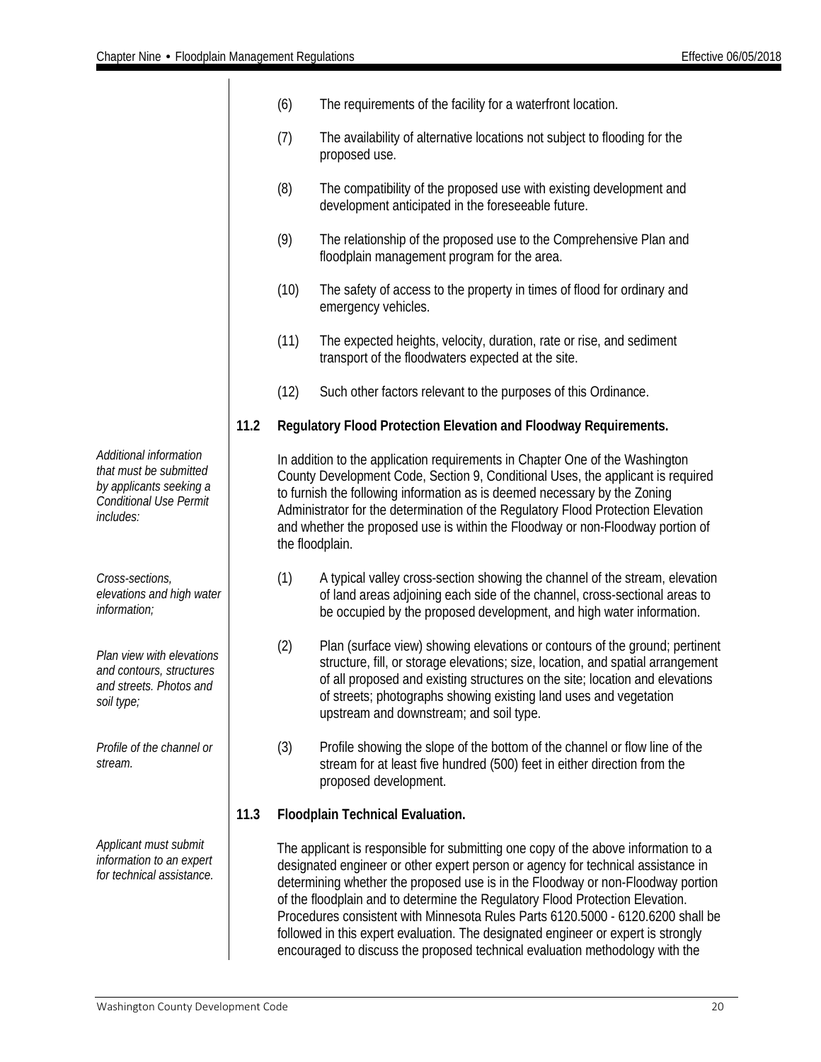(6) The requirements of the facility for a waterfront location.

(7) The availability of alternative locations not subject to flooding for the proposed use.

(8) The compatibility of the proposed use with existing development and development anticipated in the foreseeable future.

(9) The relationship of the proposed use to the Comprehensive Plan and floodplain management program for the area.

(10) The safety of access to the property in times of flood for ordinary and emergency vehicles.

(11) The expected heights, velocity, duration, rate or rise, and sediment transport of the floodwaters expected at the site.

(12) Such other factors relevant to the purposes of this Ordinance.

### 11.2 Regulatory Flood Protection Elevation and Floodway Requirements.

*Additional information that must be submitted by applicants seeking a Conditional Use Permit includes:*

In addition to the application requirements in Chapter One of the Washington County Development Code, Section 9, Conditional Uses, the applicant is required to furnish the following information as is deemed necessary by the Zoning Administrator for the determination of the Regulatory Flood Protection Elevation and whether the proposed use is within the Floodway or non-Floodway portion of the floodplain.

*Cross-sections, elevations and high water information;*

(1) A typical valley cross-section showing the channel of the stream, elevation of land areas adjoining each side of the channel, cross-sectional areas to be occupied by the proposed development, and high water information.

*Plan view with elevations and contours, structures and streets. Photos and soil type;*

(2) Plan (surface view) showing elevations or contours of the ground; pertinent structure, fill, or storage elevations; size, location, and spatial arrangement of all proposed and existing structures on the site; location and elevations of streets; photographs showing existing land uses and vegetation upstream and downstream; and soil type.

*Profile of the channel or stream.*

(3) Profile showing the slope of the bottom of the channel or flow line of the stream for at least five hundred (500) feet in either direction from the proposed development.

### 11.3 Floodplain Technical Evaluation.

*Applicant must submit information to an expert for technical assistance.*

The applicant is responsible for submitting one copy of the above information to a designated engineer or other expert person or agency for technical assistance in determining whether the proposed use is in the Floodway or non-Floodway portion of the floodplain and to determine the Regulatory Flood Protection Elevation. Procedures consistent with Minnesota Rules Parts 6120.5000 - 6120.6200 shall be followed in this expert evaluation. The designated engineer or expert is strongly encouraged to discuss the proposed technical evaluation methodology with the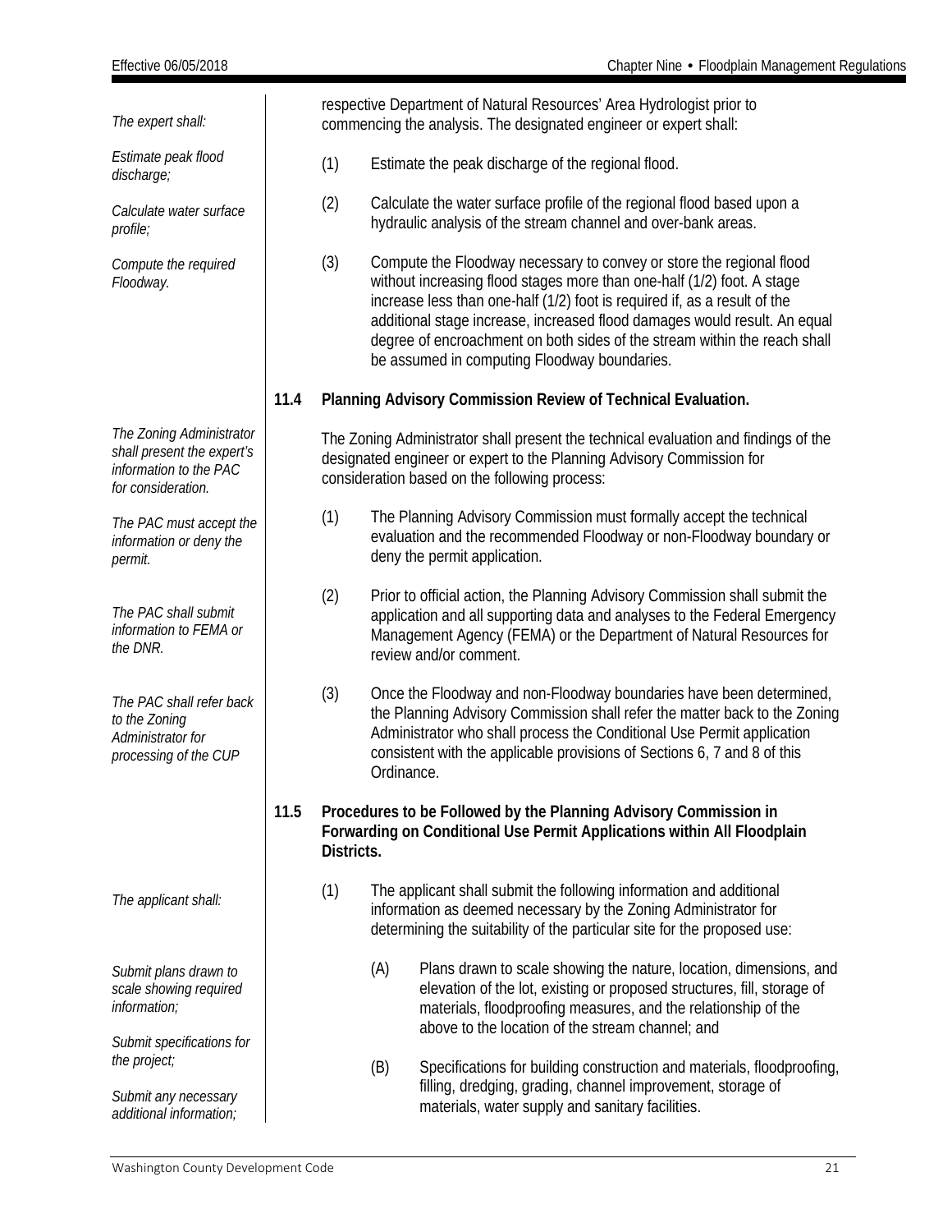*The expert shall:*

respective Department of Natural Resources' Area Hydrologist prior to commencing the analysis. The designated engineer or expert shall:

*Estimate peak flood discharge;*

(1) Estimate the peak discharge of the regional flood.

*Calculate water surface profile;*

(2) Calculate the water surface profile of the regional flood based upon a hydraulic analysis of the stream channel and over-bank areas.

*Compute the required Floodway.*

(3) Compute the Floodway necessary to convey or store the regional flood without increasing flood stages more than one-half (1/2) foot. A stage increase less than one-half (1/2) foot is required if, as a result of the additional stage increase, increased flood damages would result. An equal degree of encroachment on both sides of the stream within the reach shall be assumed in computing Floodway boundaries.

## 11.4 Planning Advisory Commission Review of Technical Evaluation.

*The Zoning Administrator shall present the expert's information to the PAC for consideration.*

The Zoning Administrator shall present the technical evaluation and findings of the designated engineer or expert to the Planning Advisory Commission for consideration based on the following process:

*The PAC must accept the information or deny the permit.*

(1) The Planning Advisory Commission must formally accept the technical evaluation and the recommended Floodway or non-Floodway boundary or deny the permit application.

*The PAC shall submit information to FEMA or the DNR.*

(2) Prior to official action, the Planning Advisory Commission shall submit the application and all supporting data and analyses to the Federal Emergency Management Agency (FEMA) or the Department of Natural Resources for review and/or comment.

*The PAC shall refer back to the Zoning Administrator for processing of the CUP*

(3) Once the Floodway and non-Floodway boundaries have been determined, the Planning Advisory Commission shall refer the matter back to the Zoning Administrator who shall process the Conditional Use Permit application consistent with the applicable provisions of Sections 6, 7 and 8 of this Ordinance.

## 11.5 Procedures to be Followed by the Planning Advisory Commission in Forwarding on Conditional Use Permit Applications within All Floodplain Districts.

*The applicant shall:*

(1) The applicant shall submit the following information and additional information as deemed necessary by the Zoning Administrator for determining the suitability of the particular site for the proposed use:

*Submit plans drawn to scale showing required information;*

(A) Plans drawn to scale showing the nature, location, dimensions, and elevation of the lot, existing or proposed structures, fill, storage of materials, floodproofing measures, and the relationship of the above to the location of the stream channel; and

*Submit specifications for the project;*

*Submit any necessary additional information;*

(B) Specifications for building construction and materials, floodproofing, filling, dredging, grading, channel improvement, storage of materials, water supply and sanitary facilities.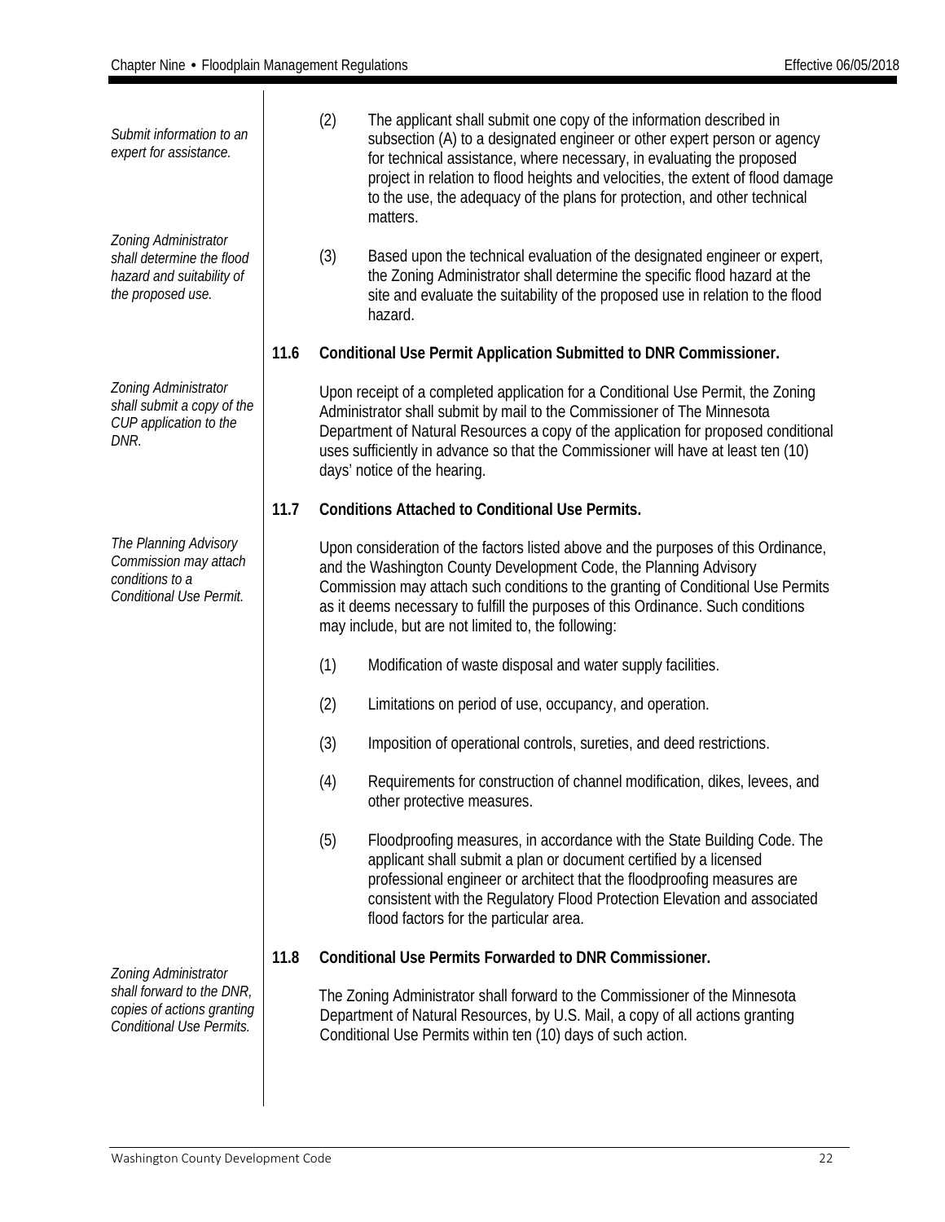*Submit information to an expert for assistance.*

(2) The applicant shall submit one copy of the information described in subsection (A) to a designated engineer or other expert person or agency for technical assistance, where necessary, in evaluating the proposed project in relation to flood heights and velocities, the extent of flood damage to the use, the adequacy of the plans for protection, and other technical matters.

*Zoning Administrator shall determine the flood hazard and suitability of the proposed use.*

(3) Based upon the technical evaluation of the designated engineer or expert, the Zoning Administrator shall determine the specific flood hazard at the site and evaluate the suitability of the proposed use in relation to the flood hazard.

## 11.6 Conditional Use Permit Application Submitted to DNR Commissioner.

*Zoning Administrator shall submit a copy of the CUP application to the DNR.*

Upon receipt of a completed application for a Conditional Use Permit, the Zoning Administrator shall submit by mail to the Commissioner of The Minnesota Department of Natural Resources a copy of the application for proposed conditional uses sufficiently in advance so that the Commissioner will have at least ten (10) days' notice of the hearing.

## 11.7 Conditions Attached to Conditional Use Permits.

*The Planning Advisory Commission may attach conditions to a Conditional Use Permit.*

Upon consideration of the factors listed above and the purposes of this Ordinance, and the Washington County Development Code, the Planning Advisory Commission may attach such conditions to the granting of Conditional Use Permits as it deems necessary to fulfill the purposes of this Ordinance. Such conditions may include, but are not limited to, the following:

(1) Modification of waste disposal and water supply facilities.

(2) Limitations on period of use, occupancy, and operation.

(3) Imposition of operational controls, sureties, and deed restrictions.

(4) Requirements for construction of channel modification, dikes, levees, and other protective measures.

(5) Floodproofing measures, in accordance with the State Building Code. The applicant shall submit a plan or document certified by a licensed professional engineer or architect that the floodproofing measures are consistent with the Regulatory Flood Protection Elevation and associated flood factors for the particular area.

## 11.8 Conditional Use Permits Forwarded to DNR Commissioner.

*Zoning Administrator shall forward to the DNR, copies of actions granting Conditional Use Permits.*

The Zoning Administrator shall forward to the Commissioner of the Minnesota Department of Natural Resources, by U.S. Mail, a copy of all actions granting Conditional Use Permits within ten (10) days of such action.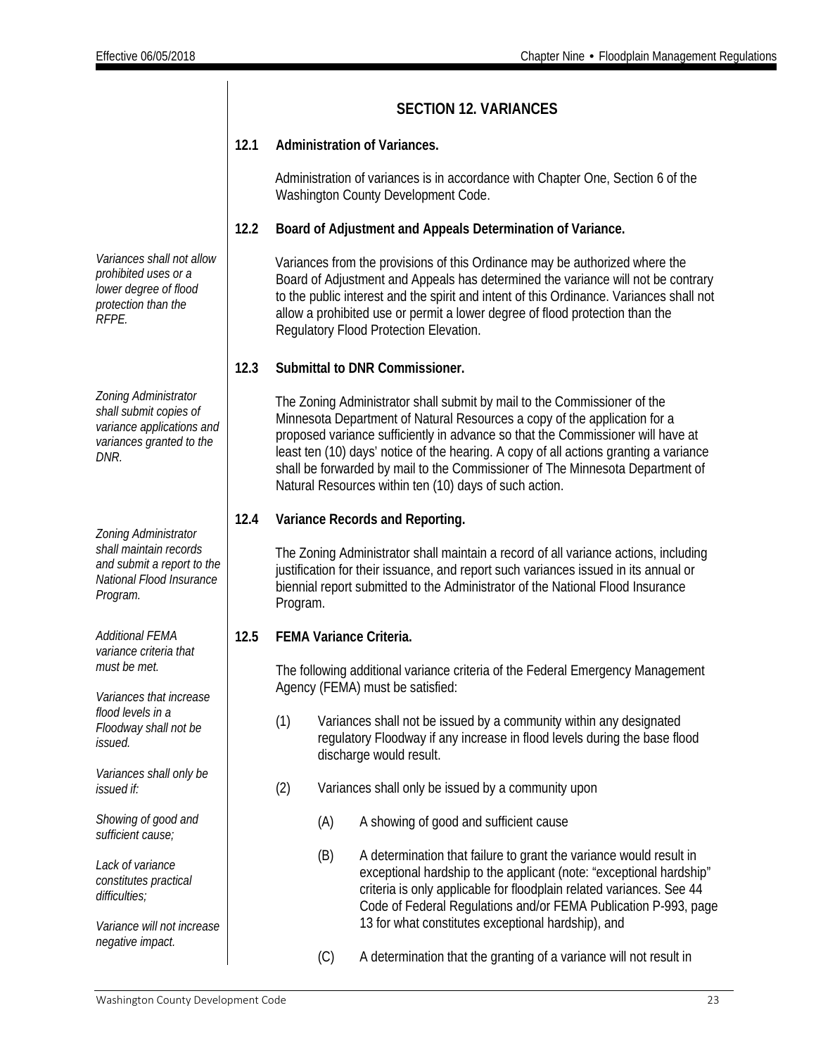## SECTION 12. VARIANCES

### 12.1 Administration of Variances.

Administration of variances is in accordance with Chapter One, Section 6 of the Washington County Development Code.

### 12.2 Board of Adjustment and Appeals Determination of Variance.

*Variances shall not allow prohibited uses or a lower degree of flood protection than the RFPE.*

Variances from the provisions of this Ordinance may be authorized where the Board of Adjustment and Appeals has determined the variance will not be contrary to the public interest and the spirit and intent of this Ordinance. Variances shall not allow a prohibited use or permit a lower degree of flood protection than the Regulatory Flood Protection Elevation.

### 12.3 Submittal to DNR Commissioner.

*Zoning Administrator shall submit copies of variance applications and variances granted to the DNR.*

The Zoning Administrator shall submit by mail to the Commissioner of the Minnesota Department of Natural Resources a copy of the application for a proposed variance sufficiently in advance so that the Commissioner will have at least ten (10) days' notice of the hearing. A copy of all actions granting a variance shall be forwarded by mail to the Commissioner of The Minnesota Department of Natural Resources within ten (10) days of such action.

### 12.4 Variance Records and Reporting.

*Zoning Administrator shall maintain records and submit a report to the National Flood Insurance Program.*

The Zoning Administrator shall maintain a record of all variance actions, including justification for their issuance, and report such variances issued in its annual or biennial report submitted to the Administrator of the National Flood Insurance Program.

### 12.5 FEMA Variance Criteria.

*Additional FEMA variance criteria that must be met.*

The following additional variance criteria of the Federal Emergency Management Agency (FEMA) must be satisfied:

*Variances that increase flood levels in a Floodway shall not be issued.*

(1) Variances shall not be issued by a community within any designated regulatory Floodway if any increase in flood levels during the base flood discharge would result.

*Variances shall only be issued if:*

(2) Variances shall only be issued by a community upon

*Showing of good and sufficient cause;*

(A) A showing of good and sufficient cause

*Lack of variance constitutes practical difficulties;*

(B) A determination that failure to grant the variance would result in exceptional hardship to the applicant (note: "exceptional hardship" criteria is only applicable for floodplain related variances. See 44 Code of Federal Regulations and/or FEMA Publication P-993, page 13 for what constitutes exceptional hardship), and

*Variance will not increase negative impact.*

(C) A determination that the granting of a variance will not result in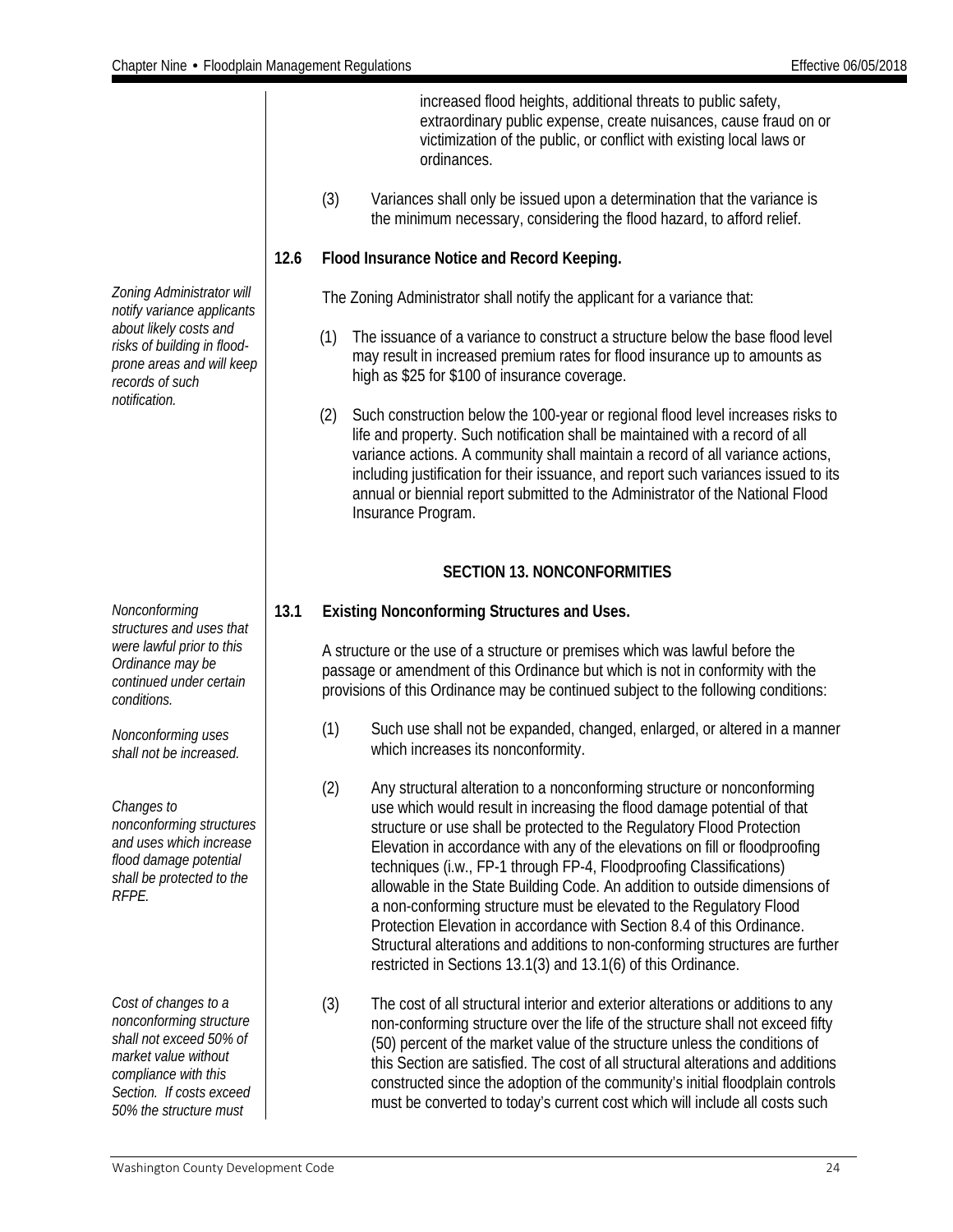increased flood heights, additional threats to public safety, extraordinary public expense, create nuisances, cause fraud on or victimization of the public, or conflict with existing local laws or ordinances.

(3) Variances shall only be issued upon a determination that the variance is the minimum necessary, considering the flood hazard, to afford relief.

**12.6 Flood Insurance Notice and Record Keeping.**

*Zoning Administrator will notify variance applicants about likely costs and risks of building in flood-prone areas and will keep records of such notification.*

The Zoning Administrator shall notify the applicant for a variance that:

(1) The issuance of a variance to construct a structure below the base flood level may result in increased premium rates for flood insurance up to amounts as high as $25 for $100 of insurance coverage.

(2) Such construction below the 100-year or regional flood level increases risks to life and property. Such notification shall be maintained with a record of all variance actions. A community shall maintain a record of all variance actions, including justification for their issuance, and report such variances issued to its annual or biennial report submitted to the Administrator of the National Flood Insurance Program.

## SECTION 13. NONCONFORMITIES

**13.1 Existing Nonconforming Structures and Uses.**

*Nonconforming structures and uses that were lawful prior to this Ordinance may be continued under certain conditions.*

A structure or the use of a structure or premises which was lawful before the passage or amendment of this Ordinance but which is not in conformity with the provisions of this Ordinance may be continued subject to the following conditions:

*Nonconforming uses shall not be increased.*

(1) Such use shall not be expanded, changed, enlarged, or altered in a manner which increases its nonconformity.

*Changes to nonconforming structures and uses which increase flood damage potential shall be protected to the RFPE.*

(2) Any structural alteration to a nonconforming structure or nonconforming use which would result in increasing the flood damage potential of that structure or use shall be protected to the Regulatory Flood Protection Elevation in accordance with any of the elevations on fill or floodproofing techniques (i.e., FP-1 through FP-4, Floodproofing Classifications) allowable in the State Building Code. An addition to outside dimensions of a non-conforming structure must be elevated to the Regulatory Flood Protection Elevation in accordance with Section 8.4 of this Ordinance. Structural alterations and additions to non-conforming structures are further restricted in Sections 13.1(3) and 13.1(6) of this Ordinance.

*Cost of changes to a nonconforming structure shall not exceed 50% of market value without compliance with this Section. If costs exceed 50% the structure must*

(3) The cost of all structural interior and exterior alterations or additions to any non-conforming structure over the life of the structure shall not exceed fifty (50) percent of the market value of the structure unless the conditions of this Section are satisfied. The cost of all structural alterations and additions constructed since the adoption of the community's initial floodplain controls must be converted to today's current cost which will include all costs such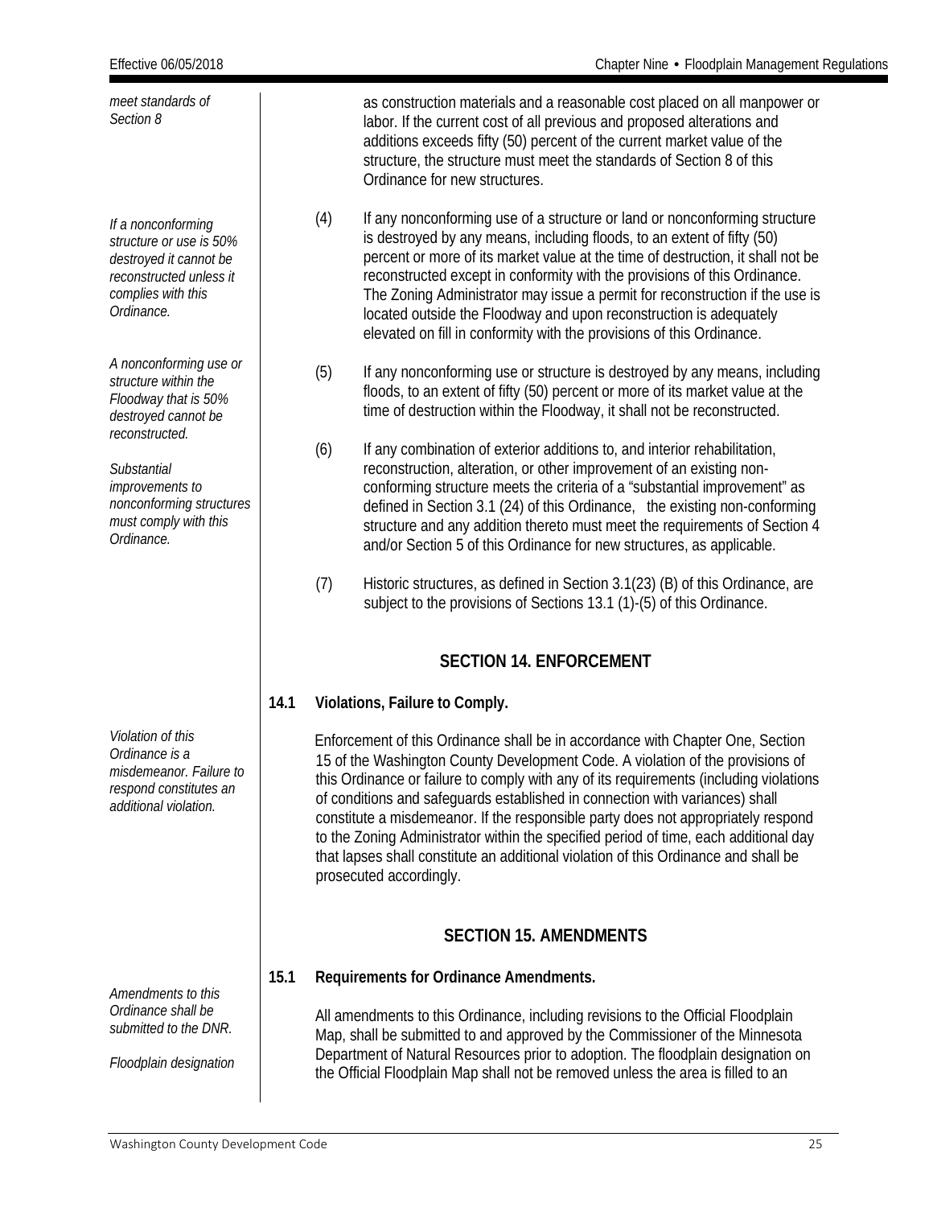*meet standards of Section 8*

as construction materials and a reasonable cost placed on all manpower or labor. If the current cost of all previous and proposed alterations and additions exceeds fifty (50) percent of the current market value of the structure, the structure must meet the standards of Section 8 of this Ordinance for new structures.

*If a nonconforming structure or use is 50% destroyed it cannot be reconstructed unless it complies with this Ordinance.*

(4) If any nonconforming use of a structure or land or nonconforming structure is destroyed by any means, including floods, to an extent of fifty (50) percent or more of its market value at the time of destruction, it shall not be reconstructed except in conformity with the provisions of this Ordinance. The Zoning Administrator may issue a permit for reconstruction if the use is located outside the Floodway and upon reconstruction is adequately elevated on fill in conformity with the provisions of this Ordinance.

*A nonconforming use or structure within the Floodway that is 50% destroyed cannot be reconstructed.*

(5) If any nonconforming use or structure is destroyed by any means, including floods, to an extent of fifty (50) percent or more of its market value at the time of destruction within the Floodway, it shall not be reconstructed.

*Substantial improvements to nonconforming structures must comply with this Ordinance.*

(6) If any combination of exterior additions to, and interior rehabilitation, reconstruction, alteration, or other improvement of an existing non-conforming structure meets the criteria of a "substantial improvement" as defined in Section 3.1 (24) of this Ordinance, the existing non-conforming structure and any addition thereto must meet the requirements of Section 4 and/or Section 5 of this Ordinance for new structures, as applicable.

(7) Historic structures, as defined in Section 3.1(23) (B) of this Ordinance, are subject to the provisions of Sections 13.1 (1)-(5) of this Ordinance.

## SECTION 14. ENFORCEMENT

### 14.1 Violations, Failure to Comply.

*Violation of this Ordinance is a misdemeanor. Failure to respond constitutes an additional violation.*

Enforcement of this Ordinance shall be in accordance with Chapter One, Section 15 of the Washington County Development Code. A violation of the provisions of this Ordinance or failure to comply with any of its requirements (including violations of conditions and safeguards established in connection with variances) shall constitute a misdemeanor. If the responsible party does not appropriately respond to the Zoning Administrator within the specified period of time, each additional day that lapses shall constitute an additional violation of this Ordinance and shall be prosecuted accordingly.

## SECTION 15. AMENDMENTS

### 15.1 Requirements for Ordinance Amendments.

*Amendments to this Ordinance shall be submitted to the DNR.*

*Floodplain designation*

All amendments to this Ordinance, including revisions to the Official Floodplain Map, shall be submitted to and approved by the Commissioner of the Minnesota Department of Natural Resources prior to adoption. The floodplain designation on the Official Floodplain Map shall not be removed unless the area is filled to an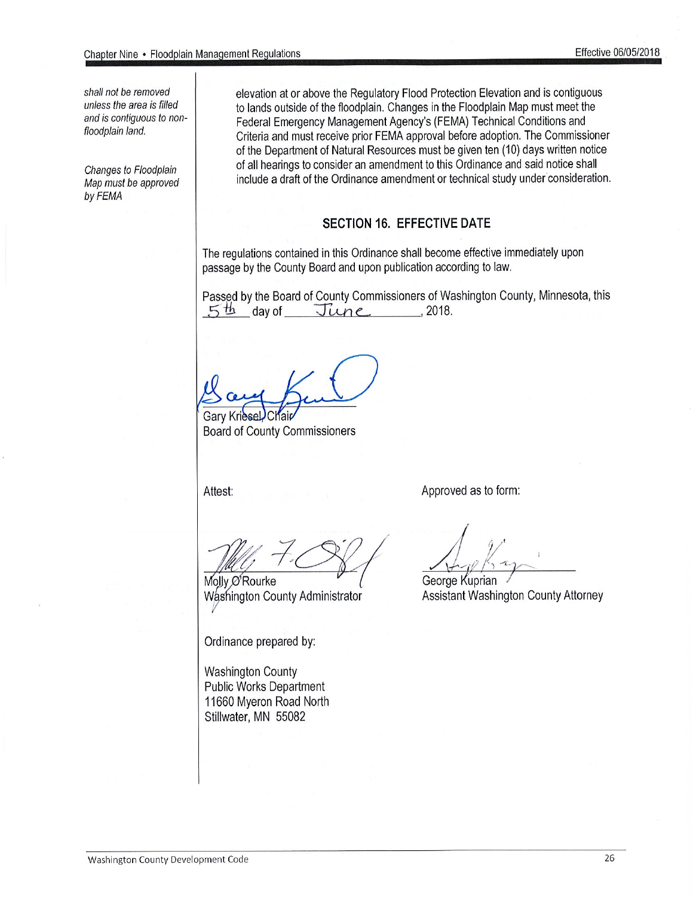*shall not be removed unless the area is filled and is contiguous to non-floodplain land.*

*Changes to Floodplain Map must be approved by FEMA*

elevation at or above the Regulatory Flood Protection Elevation and is contiguous to lands outside of the floodplain. Changes in the Floodplain Map must meet the Federal Emergency Management Agency's (FEMA) Technical Conditions and Criteria and must receive prior FEMA approval before adoption. The Commissioner of the Department of Natural Resources must be given ten (10) days written notice of all hearings to consider an amendment to this Ordinance and said notice shall include a draft of the Ordinance amendment or technical study under consideration.

## SECTION 16. EFFECTIVE DATE

The regulations contained in this Ordinance shall become effective immediately upon passage by the County Board and upon publication according to law.

Passed by the Board of County Commissioners of Washington County, Minnesota, this 5th day of June, 2018.

Gary Kriesel, Chair
Board of County Commissioners

Attest:

Molly O'Rourke
Washington County Administrator

Approved as to form:

George Kuprian
Assistant Washington County Attorney

Ordinance prepared by:

Washington County
Public Works Department
11660 Myeron Road North
Stillwater, MN 55082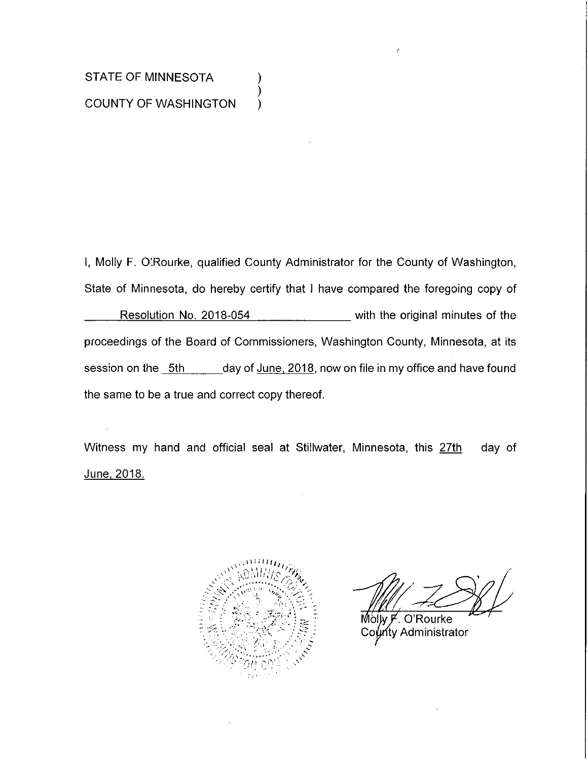STATE OF MINNESOTA )
)
COUNTY OF WASHINGTON )

I, Molly F. O'Rourke, qualified County Administrator for the County of Washington, State of Minnesota, do hereby certify that I have compared the foregoing copy of Resolution No. 2018-054 with the original minutes of the proceedings of the Board of Commissioners, Washington County, Minnesota, at its session on the 5th day of June, 2018, now on file in my office and have found the same to be a true and correct copy thereof.

Witness my hand and official seal at Stillwater, Minnesota, this 27th day of June, 2018.

Molly F. O'Rourke
County Administrator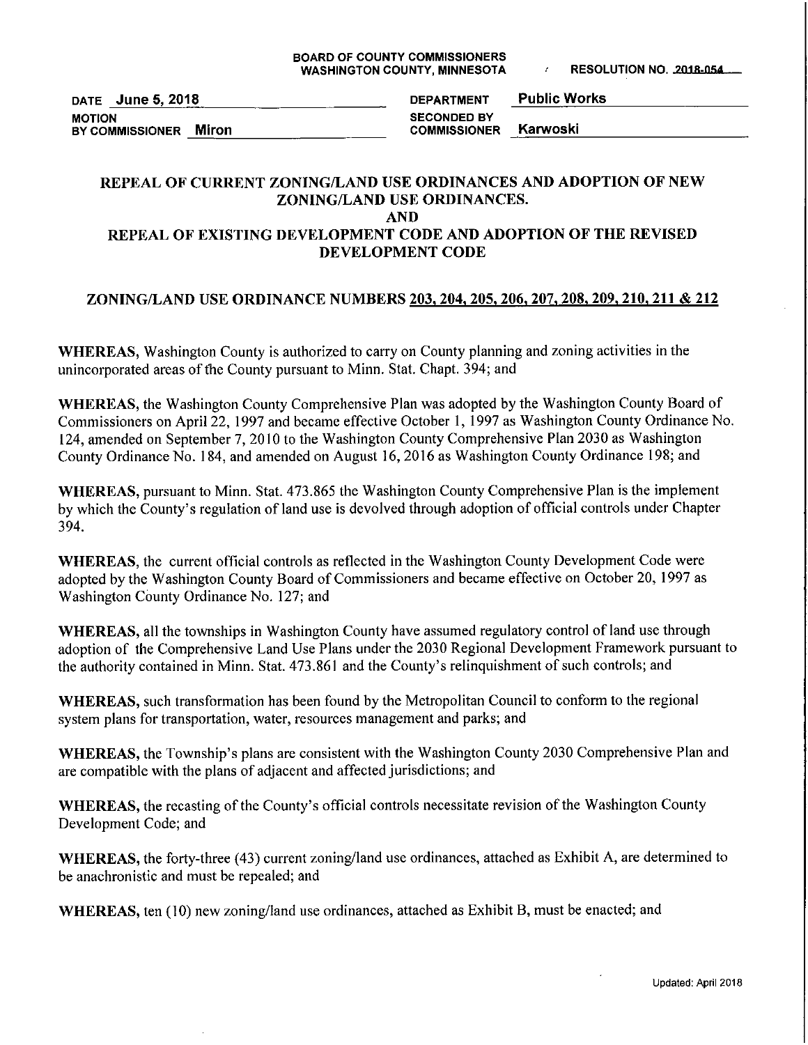BOARD OF COUNTY COMMISSIONERS
WASHINGTON COUNTY, MINNESOTA

RESOLUTION NO. 2018-054

| | | | |
|---|---|---|---|
| DATE | June 5, 2018 | DEPARTMENT | Public Works |
| MOTION BY COMMISSIONER | Miron | SECONDED BY COMMISSIONER | Karwoski |

# REPEAL OF CURRENT ZONING/LAND USE ORDINANCES AND ADOPTION OF NEW ZONING/LAND USE ORDINANCES.
# AND
# REPEAL OF EXISTING DEVELOPMENT CODE AND ADOPTION OF THE REVISED DEVELOPMENT CODE

## ZONING/LAND USE ORDINANCE NUMBERS 203, 204, 205, 206, 207, 208, 209, 210, 211 & 212

**WHEREAS,** Washington County is authorized to carry on County planning and zoning activities in the unincorporated areas of the County pursuant to Minn. Stat. Chapt. 394; and

**WHEREAS,** the Washington County Comprehensive Plan was adopted by the Washington County Board of Commissioners on April 22, 1997 and became effective October 1, 1997 as Washington County Ordinance No. 124, amended on September 7, 2010 to the Washington County Comprehensive Plan 2030 as Washington County Ordinance No. 184, and amended on August 16, 2016 as Washington County Ordinance 198; and

**WHEREAS,** pursuant to Minn. Stat. 473.865 the Washington County Comprehensive Plan is the implement by which the County's regulation of land use is devolved through adoption of official controls under Chapter 394.

**WHEREAS,** the current official controls as reflected in the Washington County Development Code were adopted by the Washington County Board of Commissioners and became effective on October 20, 1997 as Washington County Ordinance No. 127; and

**WHEREAS,** all the townships in Washington County have assumed regulatory control of land use through adoption of the Comprehensive Land Use Plans under the 2030 Regional Development Framework pursuant to the authority contained in Minn. Stat. 473.861 and the County's relinquishment of such controls; and

**WHEREAS,** such transformation has been found by the Metropolitan Council to conform to the regional system plans for transportation, water, resources management and parks; and

**WHEREAS,** the Township's plans are consistent with the Washington County 2030 Comprehensive Plan and are compatible with the plans of adjacent and affected jurisdictions; and

**WHEREAS,** the recasting of the County's official controls necessitate revision of the Washington County Development Code; and

**WHEREAS,** the forty-three (43) current zoning/land use ordinances, attached as Exhibit A, are determined to be anachronistic and must be repealed; and

**WHEREAS,** ten (10) new zoning/land use ordinances, attached as Exhibit B, must be enacted; and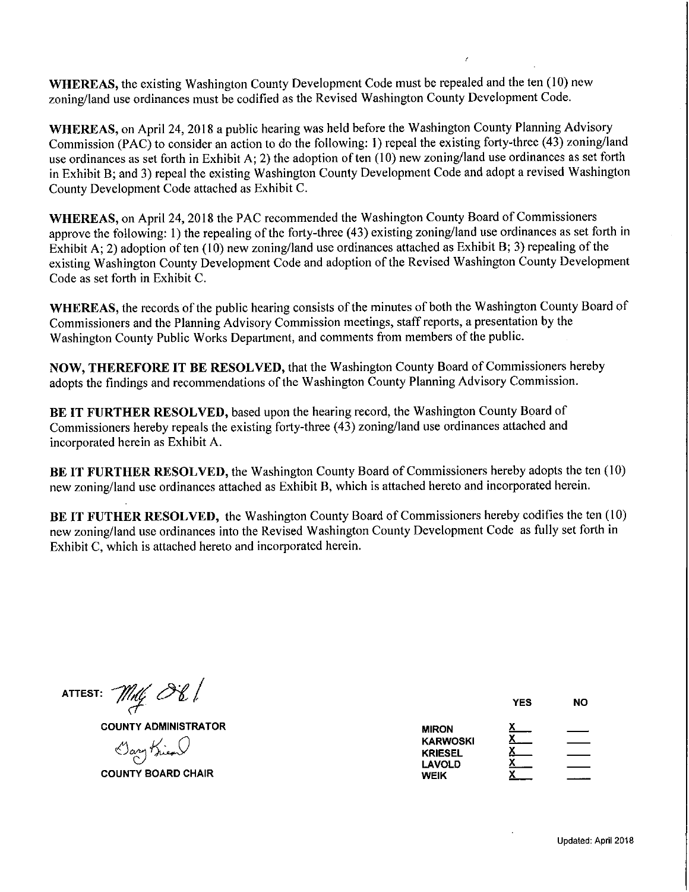**WHEREAS,** the existing Washington County Development Code must be repealed and the ten (10) new zoning/land use ordinances must be codified as the Revised Washington County Development Code.

**WHEREAS,** on April 24, 2018 a public hearing was held before the Washington County Planning Advisory Commission (PAC) to consider an action to do the following: 1) repeal the existing forty-three (43) zoning/land use ordinances as set forth in Exhibit A; 2) the adoption of ten (10) new zoning/land use ordinances as set forth in Exhibit B; and 3) repeal the existing Washington County Development Code and adopt a revised Washington County Development Code attached as Exhibit C.

**WHEREAS,** on April 24, 2018 the PAC recommended the Washington County Board of Commissioners approve the following: 1) the repealing of the forty-three (43) existing zoning/land use ordinances as set forth in Exhibit A; 2) adoption of ten (10) new zoning/land use ordinances attached as Exhibit B; 3) repealing of the existing Washington County Development Code and adoption of the Revised Washington County Development Code as set forth in Exhibit C.

**WHEREAS,** the records of the public hearing consists of the minutes of both the Washington County Board of Commissioners and the Planning Advisory Commission meetings, staff reports, a presentation by the Washington County Public Works Department, and comments from members of the public.

**NOW, THEREFORE IT BE RESOLVED,** that the Washington County Board of Commissioners hereby adopts the findings and recommendations of the Washington County Planning Advisory Commission.

**BE IT FURTHER RESOLVED,** based upon the hearing record, the Washington County Board of Commissioners hereby repeals the existing forty-three (43) zoning/land use ordinances attached and incorporated herein as Exhibit A.

**BE IT FURTHER RESOLVED,** the Washington County Board of Commissioners hereby adopts the ten (10) new zoning/land use ordinances attached as Exhibit B, which is attached hereto and incorporated herein.

**BE IT FUTHER RESOLVED,** the Washington County Board of Commissioners hereby codifies the ten (10) new zoning/land use ordinances into the Revised Washington County Development Code as fully set forth in Exhibit C, which is attached hereto and incorporated herein.

ATTEST: *[signature]*

**COUNTY ADMINISTRATOR**

*[signature]*

**COUNTY BOARD CHAIR**

| | YES | NO |
|---|---|---|
| **MIRON** | X | |
| **KARWOSKI** | X | |
| **KRIESEL** | X | |
| **LAVOLD** | X | |
| **WEIK** | X | |

Updated: April 2018